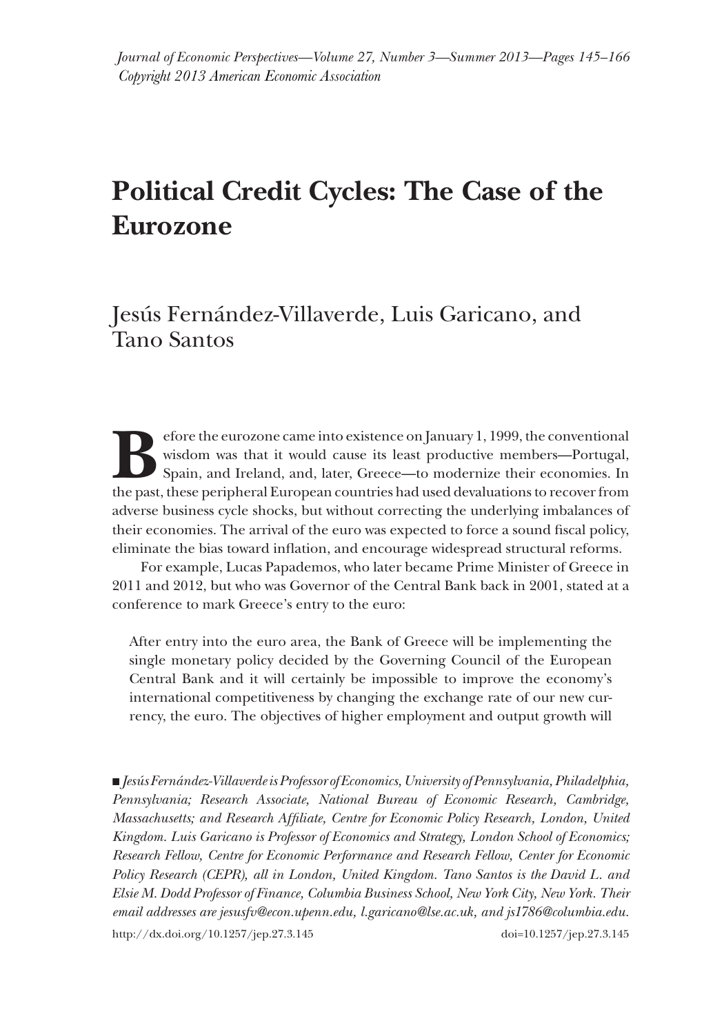# Political Credit Cycles: The Case of the Eurozone

Jesús Fernández-Villaverde, Luis Garicano, and Tano Santos

Before the eurozone came into existence on January 1, 1999, the conventional wisdom was that it would cause its least productive members—Portugal, Spain, and Ireland, and, later, Greece—to modernize their economies. In the past, these peripheral European countries had used devaluations to recover from adverse business cycle shocks, but without correcting the underlying imbalances of their economies. The arrival of the euro was expected to force a sound fiscal policy, eliminate the bias toward inflation, and encourage widespread structural reforms.

For example, Lucas Papademos, who later became Prime Minister of Greece in 2011 and 2012, but who was Governor of the Central Bank back in 2001, stated at a conference to mark Greece's entry to the euro:

> After entry into the euro area, the Bank of Greece will be implementing the single monetary policy decided by the Governing Council of the European Central Bank and it will certainly be impossible to improve the economy's international competitiveness by changing the exchange rate of our new currency, the euro. The objectives of higher employment and output growth will

■ *Jesús Fernández-Villaverde is Professor of Economics, University of Pennsylvania, Philadelphia, Pennsylvania; Research Associate, National Bureau of Economic Research, Cambridge, Massachusetts; and Research Affiliate, Centre for Economic Policy Research, London, United Kingdom. Luis Garicano is Professor of Economics and Strategy, London School of Economics; Research Fellow, Centre for Economic Performance and Research Fellow, Center for Economic Policy Research (CEPR), all in London, United Kingdom. Tano Santos is the David L. and Elsie M. Dodd Professor of Finance, Columbia Business School, New York City, New York. Their email addresses are jesusfv@econ.upenn.edu, l.garicano@lse.ac.uk, and js1786@columbia.edu.*

http://dx.doi.org/10.1257/jep.27.3.145 doi=10.1257/jep.27.3.145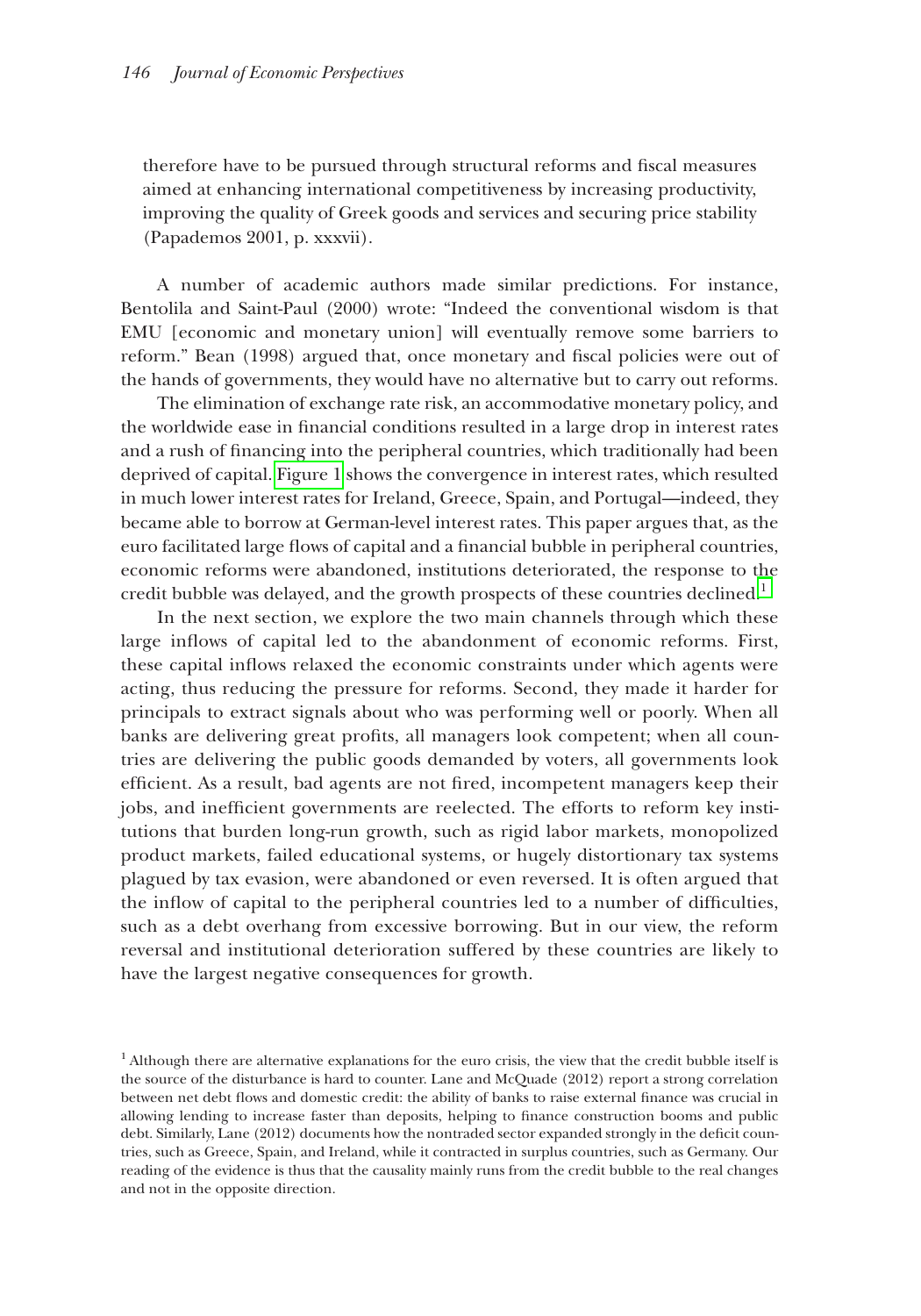therefore have to be pursued through structural reforms and fiscal measures aimed at enhancing international competitiveness by increasing productivity, improving the quality of Greek goods and services and securing price stability (Papademos 2001, p. xxxvii).

A number of academic authors made similar predictions. For instance, Bentolila and Saint-Paul (2000) wrote: "Indeed the conventional wisdom is that EMU [economic and monetary union] will eventually remove some barriers to reform." Bean (1998) argued that, once monetary and fiscal policies were out of the hands of governments, they would have no alternative but to carry out reforms.

The elimination of exchange rate risk, an accommodative monetary policy, and the worldwide ease in financial conditions resulted in a large drop in interest rates and a rush of financing into the peripheral countries, which traditionally had been deprived of capital. Figure 1 shows the convergence in interest rates, which resulted in much lower interest rates for Ireland, Greece, Spain, and Portugal—indeed, they became able to borrow at German-level interest rates. This paper argues that, as the euro facilitated large flows of capital and a financial bubble in peripheral countries, economic reforms were abandoned, institutions deteriorated, the response to the credit bubble was delayed, and the growth prospects of these countries declined.[1]

In the next section, we explore the two main channels through which these large inflows of capital led to the abandonment of economic reforms. First, these capital inflows relaxed the economic constraints under which agents were acting, thus reducing the pressure for reforms. Second, they made it harder for principals to extract signals about who was performing well or poorly. When all banks are delivering great profits, all managers look competent; when all countries are delivering the public goods demanded by voters, all governments look efficient. As a result, bad agents are not fired, incompetent managers keep their jobs, and inefficient governments are reelected. The efforts to reform key institutions that burden long-run growth, such as rigid labor markets, monopolized product markets, failed educational systems, or hugely distortionary tax systems plagued by tax evasion, were abandoned or even reversed. It is often argued that the inflow of capital to the peripheral countries led to a number of difficulties, such as a debt overhang from excessive borrowing. But in our view, the reform reversal and institutional deterioration suffered by these countries are likely to have the largest negative consequences for growth.

[1] Although there are alternative explanations for the euro crisis, the view that the credit bubble itself is the source of the disturbance is hard to counter. Lane and McQuade (2012) report a strong correlation between net debt flows and domestic credit: the ability of banks to raise external finance was crucial in allowing lending to increase faster than deposits, helping to finance construction booms and public debt. Similarly, Lane (2012) documents how the nontraded sector expanded strongly in the deficit countries, such as Greece, Spain, and Ireland, while it contracted in surplus countries, such as Germany. Our reading of the evidence is thus that the causality mainly runs from the credit bubble to the real changes and not in the opposite direction.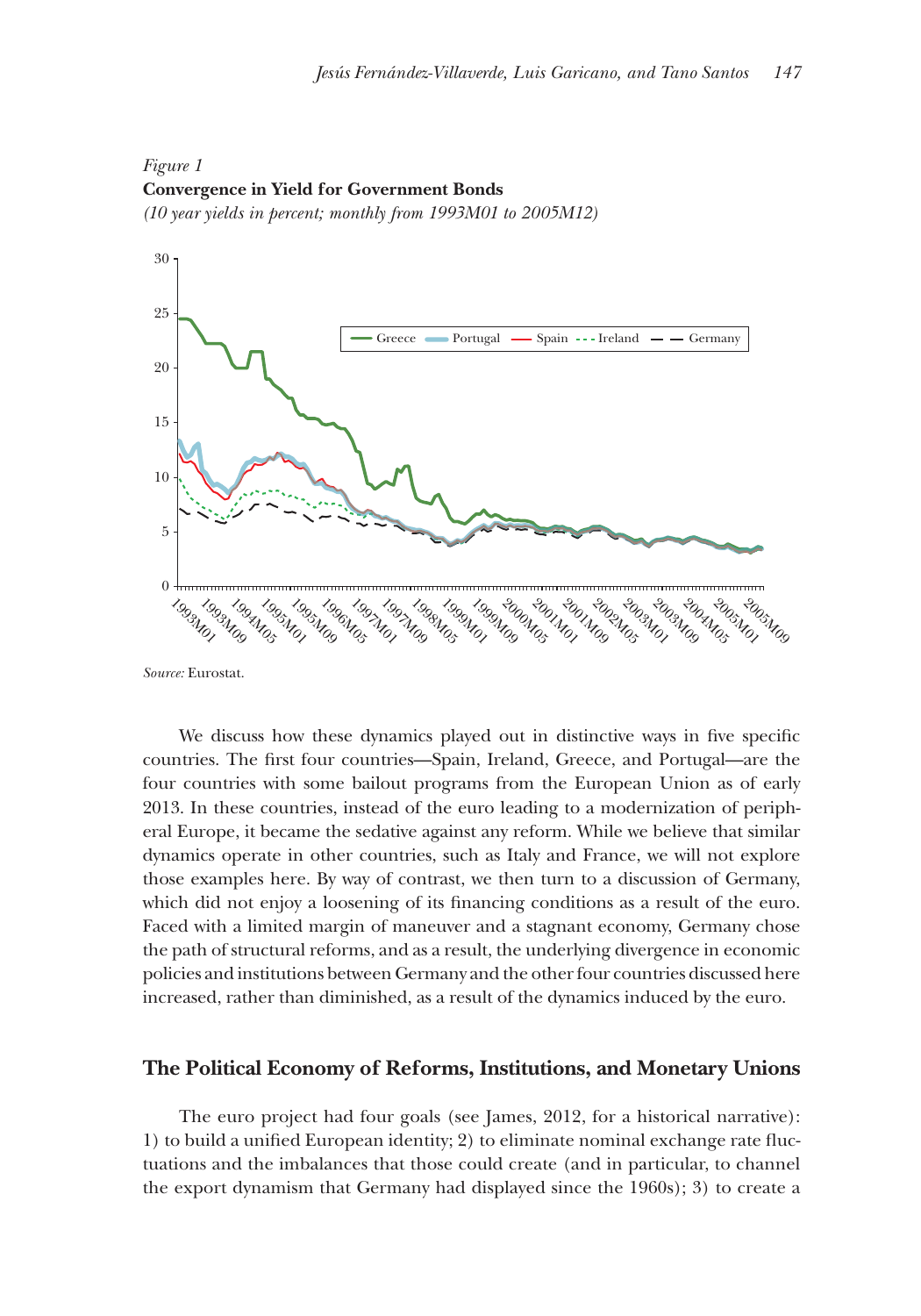*Figure 1*
**Convergence in Yield for Government Bonds**
*(10 year yields in percent; monthly from 1993M01 to 2005M12)*

*Source:* Eurostat.

We discuss how these dynamics played out in distinctive ways in five specific countries. The first four countries—Spain, Ireland, Greece, and Portugal—are the four countries with some bailout programs from the European Union as of early 2013. In these countries, instead of the euro leading to a modernization of peripheral Europe, it became the sedative against any reform. While we believe that similar dynamics operate in other countries, such as Italy and France, we will not explore those examples here. By way of contrast, we then turn to a discussion of Germany, which did not enjoy a loosening of its financing conditions as a result of the euro. Faced with a limited margin of maneuver and a stagnant economy, Germany chose the path of structural reforms, and as a result, the underlying divergence in economic policies and institutions between Germany and the other four countries discussed here increased, rather than diminished, as a result of the dynamics induced by the euro.

## The Political Economy of Reforms, Institutions, and Monetary Unions

The euro project had four goals (see James, 2012, for a historical narrative): 1) to build a unified European identity; 2) to eliminate nominal exchange rate fluctuations and the imbalances that those could create (and in particular, to channel the export dynamism that Germany had displayed since the 1960s); 3) to create a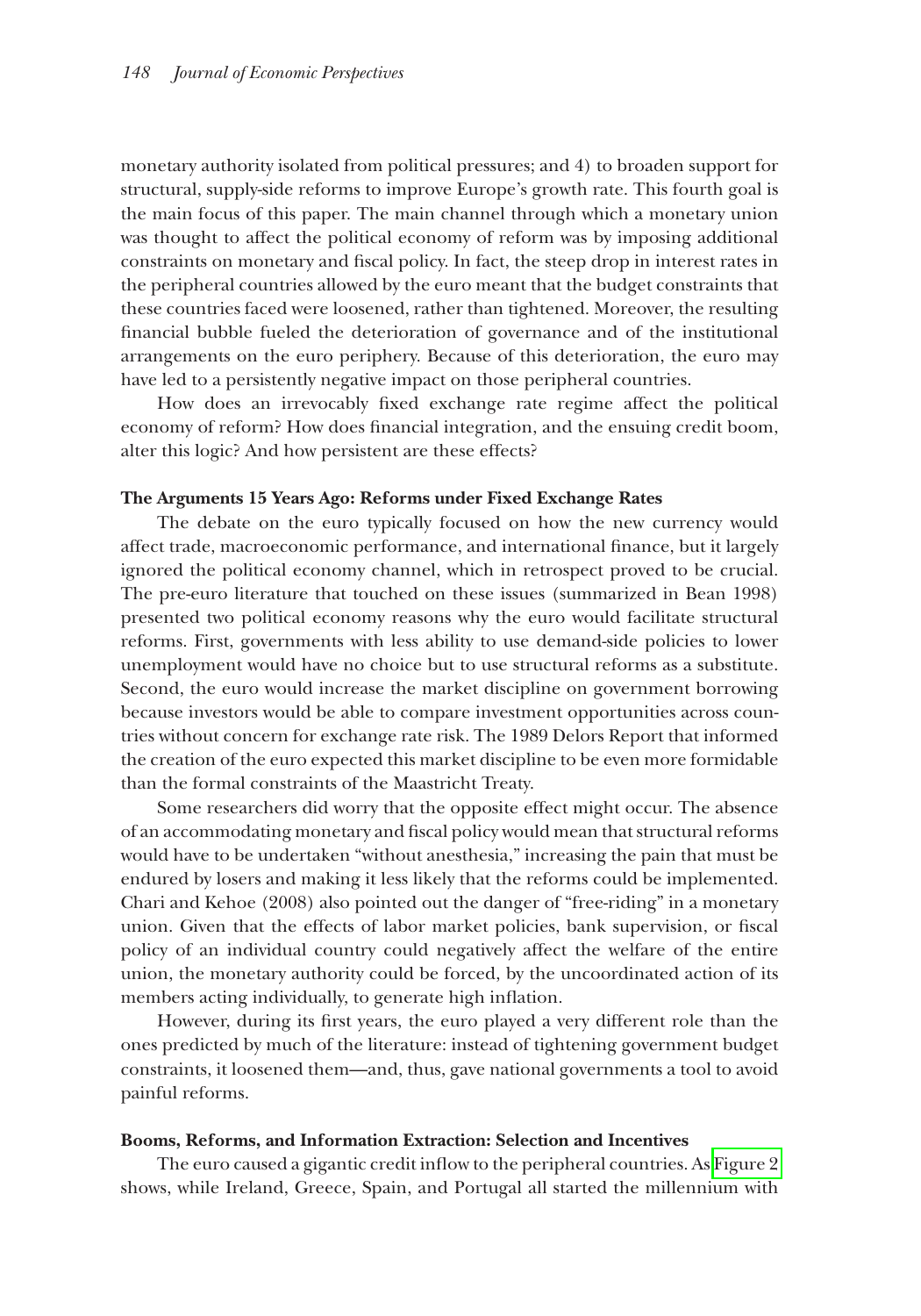monetary authority isolated from political pressures; and 4) to broaden support for structural, supply-side reforms to improve Europe's growth rate. This fourth goal is the main focus of this paper. The main channel through which a monetary union was thought to affect the political economy of reform was by imposing additional constraints on monetary and fiscal policy. In fact, the steep drop in interest rates in the peripheral countries allowed by the euro meant that the budget constraints that these countries faced were loosened, rather than tightened. Moreover, the resulting financial bubble fueled the deterioration of governance and of the institutional arrangements on the euro periphery. Because of this deterioration, the euro may have led to a persistently negative impact on those peripheral countries.

How does an irrevocably fixed exchange rate regime affect the political economy of reform? How does financial integration, and the ensuing credit boom, alter this logic? And how persistent are these effects?

#### The Arguments 15 Years Ago: Reforms under Fixed Exchange Rates

The debate on the euro typically focused on how the new currency would affect trade, macroeconomic performance, and international finance, but it largely ignored the political economy channel, which in retrospect proved to be crucial. The pre-euro literature that touched on these issues (summarized in Bean 1998) presented two political economy reasons why the euro would facilitate structural reforms. First, governments with less ability to use demand-side policies to lower unemployment would have no choice but to use structural reforms as a substitute. Second, the euro would increase the market discipline on government borrowing because investors would be able to compare investment opportunities across countries without concern for exchange rate risk. The 1989 Delors Report that informed the creation of the euro expected this market discipline to be even more formidable than the formal constraints of the Maastricht Treaty.

Some researchers did worry that the opposite effect might occur. The absence of an accommodating monetary and fiscal policy would mean that structural reforms would have to be undertaken "without anesthesia," increasing the pain that must be endured by losers and making it less likely that the reforms could be implemented. Chari and Kehoe (2008) also pointed out the danger of "free-riding" in a monetary union. Given that the effects of labor market policies, bank supervision, or fiscal policy of an individual country could negatively affect the welfare of the entire union, the monetary authority could be forced, by the uncoordinated action of its members acting individually, to generate high inflation.

However, during its first years, the euro played a very different role than the ones predicted by much of the literature: instead of tightening government budget constraints, it loosened them—and, thus, gave national governments a tool to avoid painful reforms.

#### Booms, Reforms, and Information Extraction: Selection and Incentives

The euro caused a gigantic credit inflow to the peripheral countries. As Figure 2 shows, while Ireland, Greece, Spain, and Portugal all started the millennium with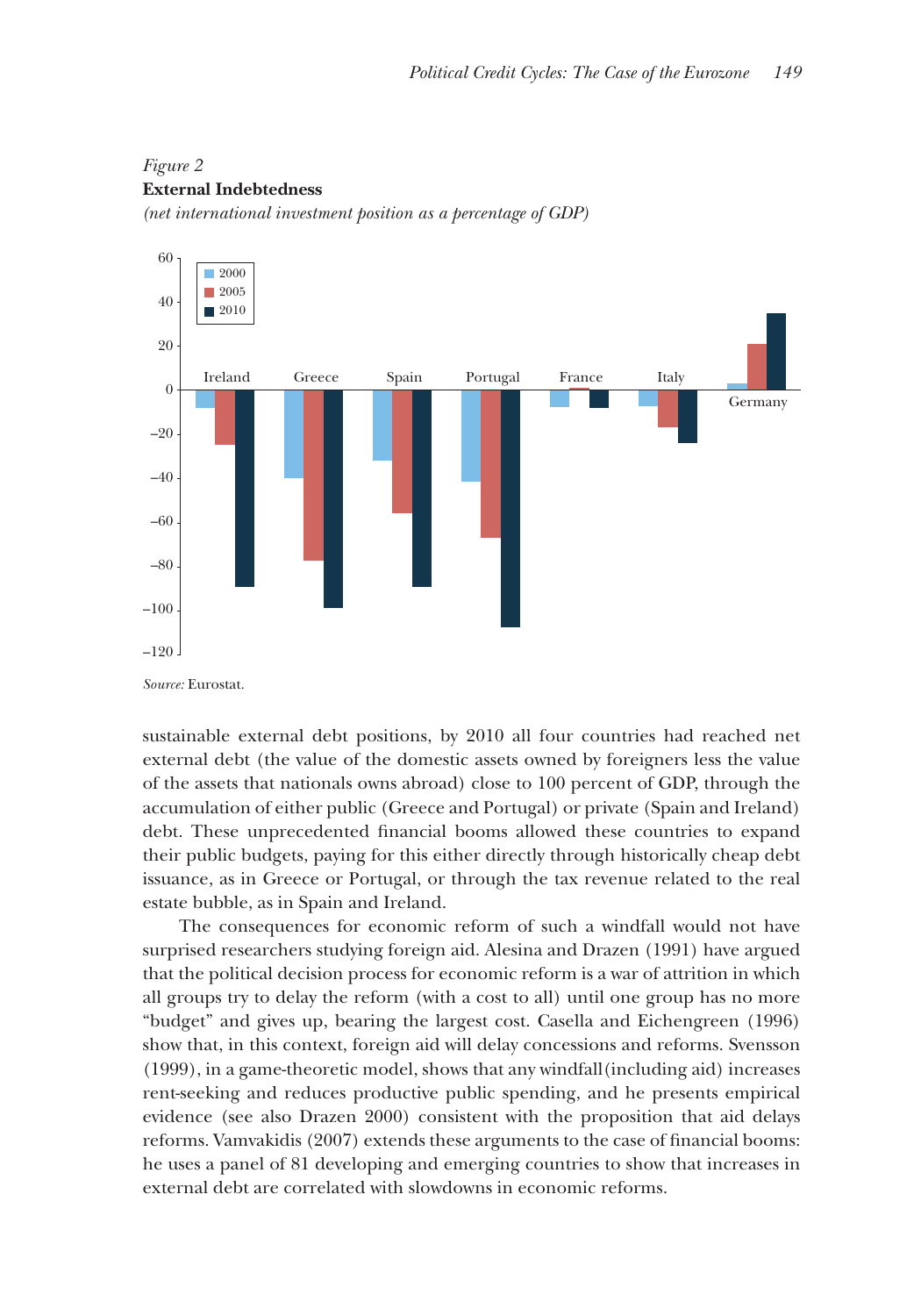*Figure 2*
**External Indebtedness**
*(net international investment position as a percentage of GDP)*

*Source:* Eurostat.

sustainable external debt positions, by 2010 all four countries had reached net external debt (the value of the domestic assets owned by foreigners less the value of the assets that nationals owns abroad) close to 100 percent of GDP, through the accumulation of either public (Greece and Portugal) or private (Spain and Ireland) debt. These unprecedented financial booms allowed these countries to expand their public budgets, paying for this either directly through historically cheap debt issuance, as in Greece or Portugal, or through the tax revenue related to the real estate bubble, as in Spain and Ireland.

The consequences for economic reform of such a windfall would not have surprised researchers studying foreign aid. Alesina and Drazen (1991) have argued that the political decision process for economic reform is a war of attrition in which all groups try to delay the reform (with a cost to all) until one group has no more "budget" and gives up, bearing the largest cost. Casella and Eichengreen (1996) show that, in this context, foreign aid will delay concessions and reforms. Svensson (1999), in a game-theoretic model, shows that any windfall (including aid) increases rent-seeking and reduces productive public spending, and he presents empirical evidence (see also Drazen 2000) consistent with the proposition that aid delays reforms. Vamvakidis (2007) extends these arguments to the case of financial booms: he uses a panel of 81 developing and emerging countries to show that increases in external debt are correlated with slowdowns in economic reforms.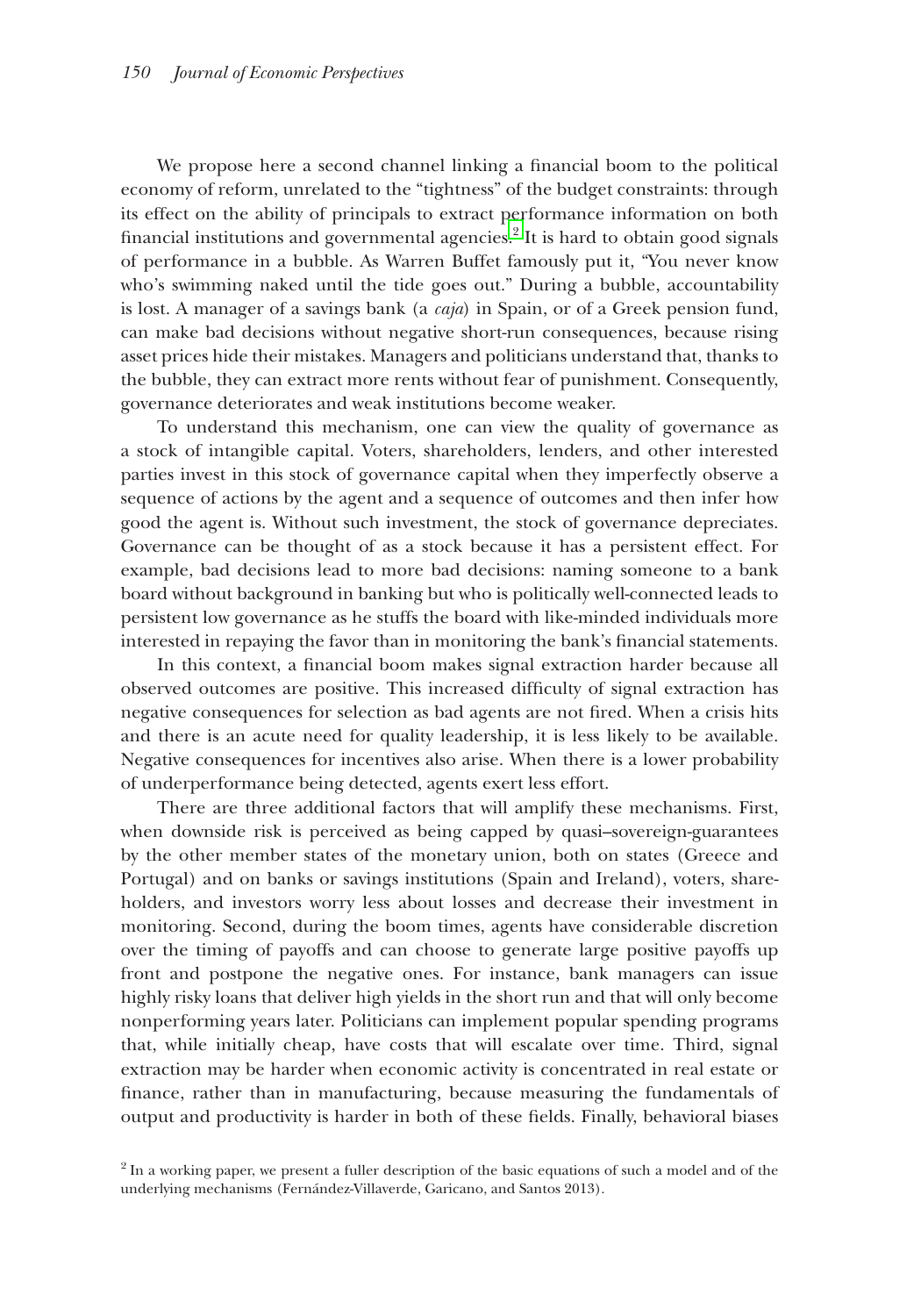We propose here a second channel linking a financial boom to the political economy of reform, unrelated to the "tightness" of the budget constraints: through its effect on the ability of principals to extract performance information on both financial institutions and governmental agencies.[2] It is hard to obtain good signals of performance in a bubble. As Warren Buffet famously put it, "You never know who's swimming naked until the tide goes out." During a bubble, accountability is lost. A manager of a savings bank (a *caja*) in Spain, or of a Greek pension fund, can make bad decisions without negative short-run consequences, because rising asset prices hide their mistakes. Managers and politicians understand that, thanks to the bubble, they can extract more rents without fear of punishment. Consequently, governance deteriorates and weak institutions become weaker.

To understand this mechanism, one can view the quality of governance as a stock of intangible capital. Voters, shareholders, lenders, and other interested parties invest in this stock of governance capital when they imperfectly observe a sequence of actions by the agent and a sequence of outcomes and then infer how good the agent is. Without such investment, the stock of governance depreciates. Governance can be thought of as a stock because it has a persistent effect. For example, bad decisions lead to more bad decisions: naming someone to a bank board without background in banking but who is politically well-connected leads to persistent low governance as he stuffs the board with like-minded individuals more interested in repaying the favor than in monitoring the bank's financial statements.

In this context, a financial boom makes signal extraction harder because all observed outcomes are positive. This increased difficulty of signal extraction has negative consequences for selection as bad agents are not fired. When a crisis hits and there is an acute need for quality leadership, it is less likely to be available. Negative consequences for incentives also arise. When there is a lower probability of underperformance being detected, agents exert less effort.

There are three additional factors that will amplify these mechanisms. First, when downside risk is perceived as being capped by quasi–sovereign-guarantees by the other member states of the monetary union, both on states (Greece and Portugal) and on banks or savings institutions (Spain and Ireland), voters, shareholders, and investors worry less about losses and decrease their investment in monitoring. Second, during the boom times, agents have considerable discretion over the timing of payoffs and can choose to generate large positive payoffs up front and postpone the negative ones. For instance, bank managers can issue highly risky loans that deliver high yields in the short run and that will only become nonperforming years later. Politicians can implement popular spending programs that, while initially cheap, have costs that will escalate over time. Third, signal extraction may be harder when economic activity is concentrated in real estate or finance, rather than in manufacturing, because measuring the fundamentals of output and productivity is harder in both of these fields. Finally, behavioral biases

[2] In a working paper, we present a fuller description of the basic equations of such a model and of the underlying mechanisms (Fernández-Villaverde, Garicano, and Santos 2013).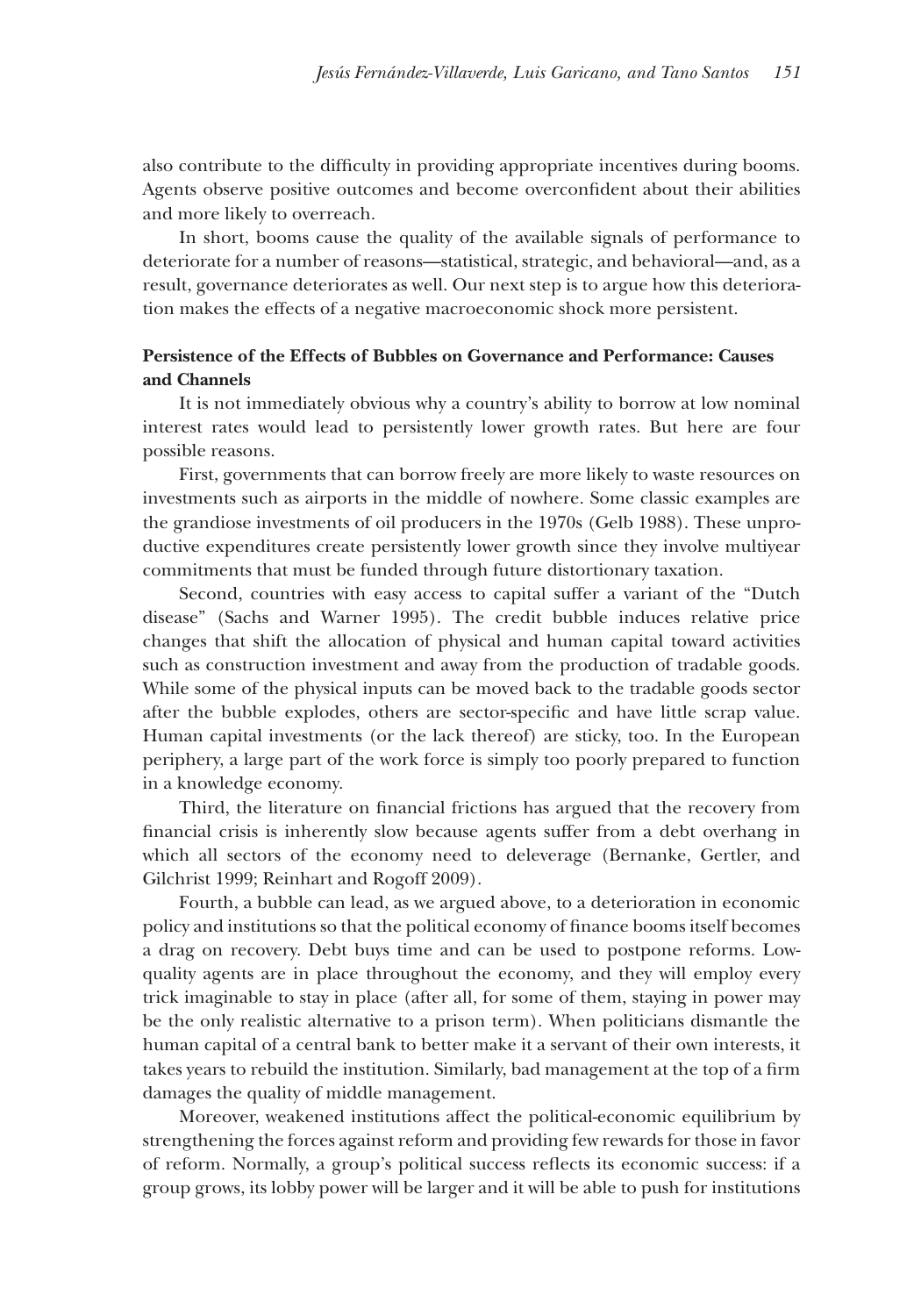also contribute to the difficulty in providing appropriate incentives during booms. Agents observe positive outcomes and become overconfident about their abilities and more likely to overreach.

In short, booms cause the quality of the available signals of performance to deteriorate for a number of reasons—statistical, strategic, and behavioral—and, as a result, governance deteriorates as well. Our next step is to argue how this deterioration makes the effects of a negative macroeconomic shock more persistent.

### Persistence of the Effects of Bubbles on Governance and Performance: Causes and Channels

It is not immediately obvious why a country's ability to borrow at low nominal interest rates would lead to persistently lower growth rates. But here are four possible reasons.

First, governments that can borrow freely are more likely to waste resources on investments such as airports in the middle of nowhere. Some classic examples are the grandiose investments of oil producers in the 1970s (Gelb 1988). These unproductive expenditures create persistently lower growth since they involve multiyear commitments that must be funded through future distortionary taxation.

Second, countries with easy access to capital suffer a variant of the "Dutch disease" (Sachs and Warner 1995). The credit bubble induces relative price changes that shift the allocation of physical and human capital toward activities such as construction investment and away from the production of tradable goods. While some of the physical inputs can be moved back to the tradable goods sector after the bubble explodes, others are sector-specific and have little scrap value. Human capital investments (or the lack thereof) are sticky, too. In the European periphery, a large part of the work force is simply too poorly prepared to function in a knowledge economy.

Third, the literature on financial frictions has argued that the recovery from financial crisis is inherently slow because agents suffer from a debt overhang in which all sectors of the economy need to deleverage (Bernanke, Gertler, and Gilchrist 1999; Reinhart and Rogoff 2009).

Fourth, a bubble can lead, as we argued above, to a deterioration in economic policy and institutions so that the political economy of finance booms itself becomes a drag on recovery. Debt buys time and can be used to postpone reforms. Low-quality agents are in place throughout the economy, and they will employ every trick imaginable to stay in place (after all, for some of them, staying in power may be the only realistic alternative to a prison term). When politicians dismantle the human capital of a central bank to better make it a servant of their own interests, it takes years to rebuild the institution. Similarly, bad management at the top of a firm damages the quality of middle management.

Moreover, weakened institutions affect the political-economic equilibrium by strengthening the forces against reform and providing few rewards for those in favor of reform. Normally, a group's political success reflects its economic success: if a group grows, its lobby power will be larger and it will be able to push for institutions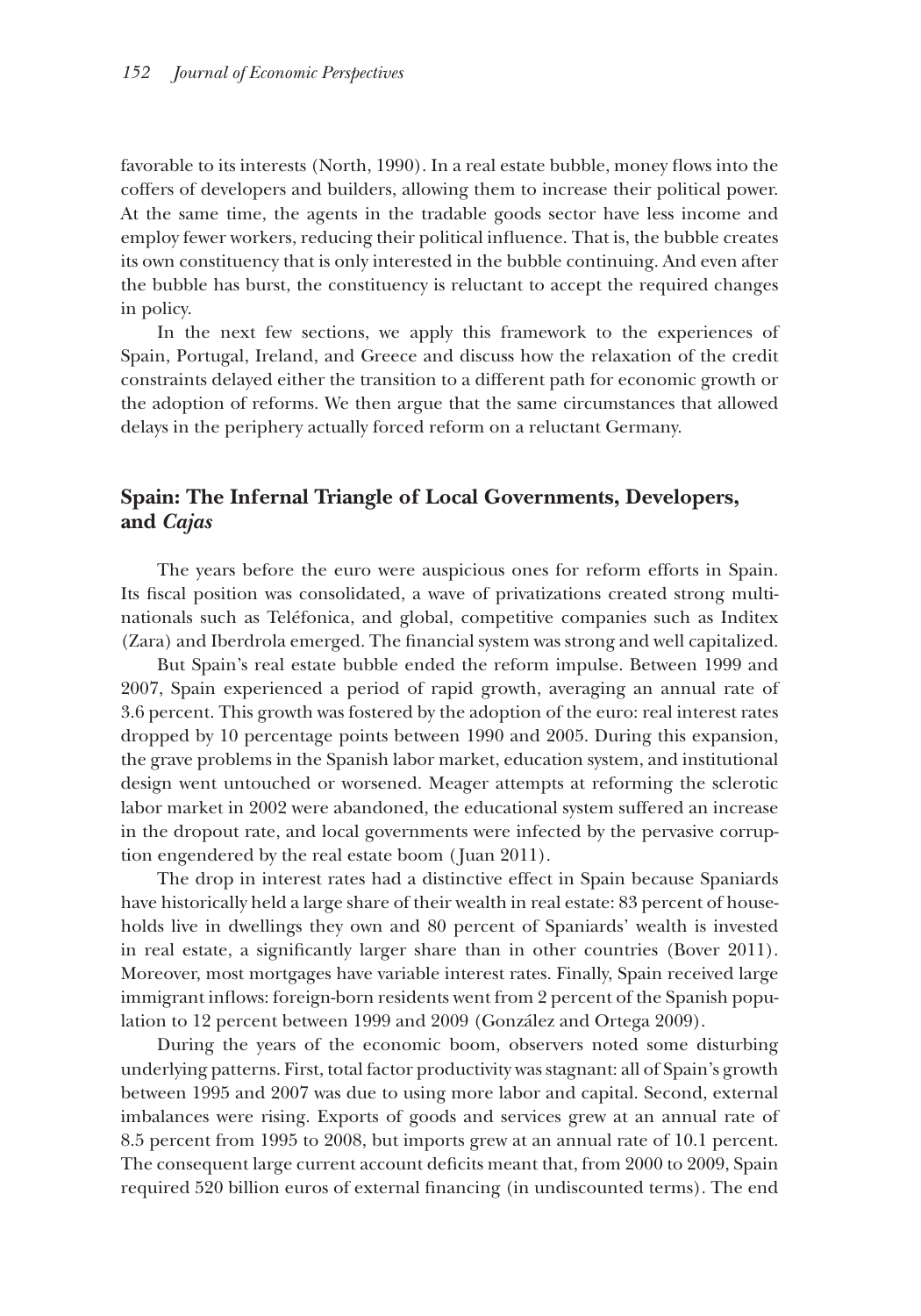favorable to its interests (North, 1990). In a real estate bubble, money flows into the coffers of developers and builders, allowing them to increase their political power. At the same time, the agents in the tradable goods sector have less income and employ fewer workers, reducing their political influence. That is, the bubble creates its own constituency that is only interested in the bubble continuing. And even after the bubble has burst, the constituency is reluctant to accept the required changes in policy.

In the next few sections, we apply this framework to the experiences of Spain, Portugal, Ireland, and Greece and discuss how the relaxation of the credit constraints delayed either the transition to a different path for economic growth or the adoption of reforms. We then argue that the same circumstances that allowed delays in the periphery actually forced reform on a reluctant Germany.

## Spain: The Infernal Triangle of Local Governments, Developers, and *Cajas*

The years before the euro were auspicious ones for reform efforts in Spain. Its fiscal position was consolidated, a wave of privatizations created strong multinationals such as Teléfonica, and global, competitive companies such as Inditex (Zara) and Iberdrola emerged. The financial system was strong and well capitalized.

But Spain's real estate bubble ended the reform impulse. Between 1999 and 2007, Spain experienced a period of rapid growth, averaging an annual rate of 3.6 percent. This growth was fostered by the adoption of the euro: real interest rates dropped by 10 percentage points between 1990 and 2005. During this expansion, the grave problems in the Spanish labor market, education system, and institutional design went untouched or worsened. Meager attempts at reforming the sclerotic labor market in 2002 were abandoned, the educational system suffered an increase in the dropout rate, and local governments were infected by the pervasive corruption engendered by the real estate boom (Juan 2011).

The drop in interest rates had a distinctive effect in Spain because Spaniards have historically held a large share of their wealth in real estate: 83 percent of households live in dwellings they own and 80 percent of Spaniards' wealth is invested in real estate, a significantly larger share than in other countries (Bover 2011). Moreover, most mortgages have variable interest rates. Finally, Spain received large immigrant inflows: foreign-born residents went from 2 percent of the Spanish population to 12 percent between 1999 and 2009 (González and Ortega 2009).

During the years of the economic boom, observers noted some disturbing underlying patterns. First, total factor productivity was stagnant: all of Spain's growth between 1995 and 2007 was due to using more labor and capital. Second, external imbalances were rising. Exports of goods and services grew at an annual rate of 8.5 percent from 1995 to 2008, but imports grew at an annual rate of 10.1 percent. The consequent large current account deficits meant that, from 2000 to 2009, Spain required 520 billion euros of external financing (in undiscounted terms). The end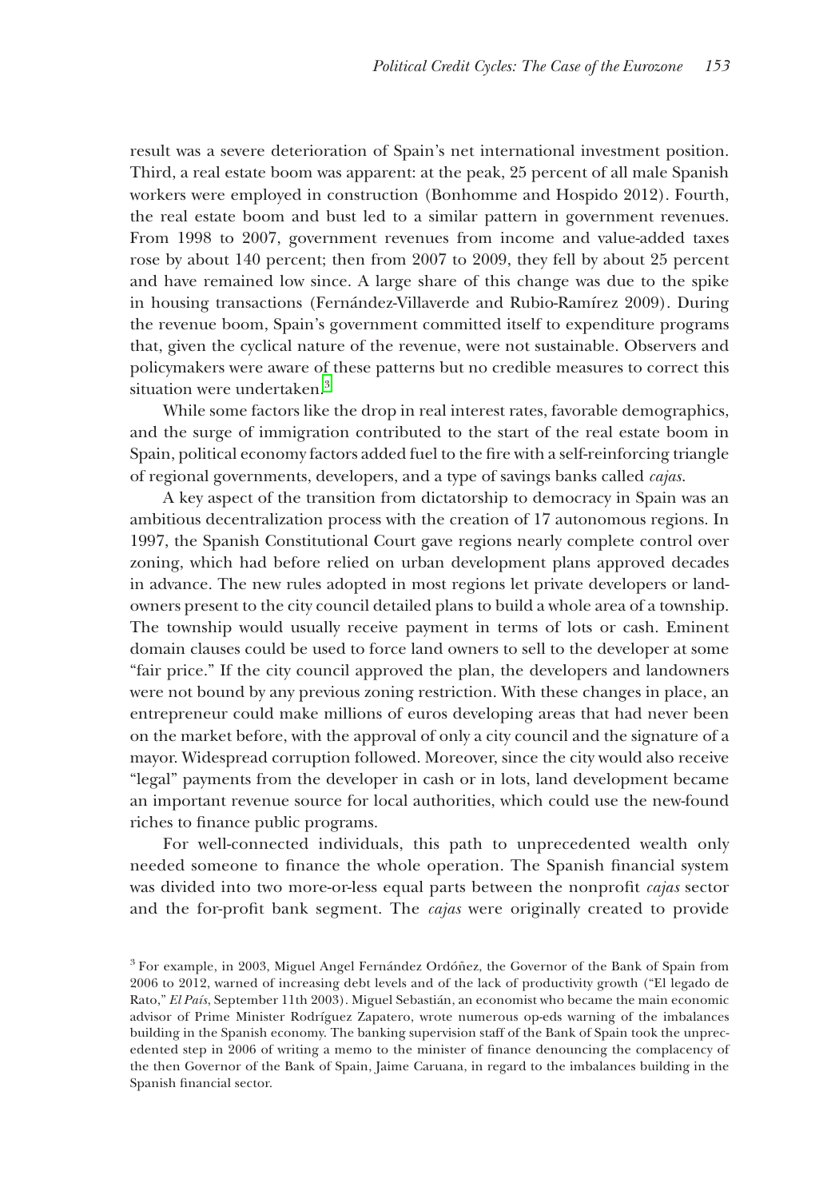result was a severe deterioration of Spain's net international investment position. Third, a real estate boom was apparent: at the peak, 25 percent of all male Spanish workers were employed in construction (Bonhomme and Hospido 2012). Fourth, the real estate boom and bust led to a similar pattern in government revenues. From 1998 to 2007, government revenues from income and value-added taxes rose by about 140 percent; then from 2007 to 2009, they fell by about 25 percent and have remained low since. A large share of this change was due to the spike in housing transactions (Fernández-Villaverde and Rubio-Ramírez 2009). During the revenue boom, Spain's government committed itself to expenditure programs that, given the cyclical nature of the revenue, were not sustainable. Observers and policymakers were aware of these patterns but no credible measures to correct this situation were undertaken.[3]

While some factors like the drop in real interest rates, favorable demographics, and the surge of immigration contributed to the start of the real estate boom in Spain, political economy factors added fuel to the fire with a self-reinforcing triangle of regional governments, developers, and a type of savings banks called *cajas*.

A key aspect of the transition from dictatorship to democracy in Spain was an ambitious decentralization process with the creation of 17 autonomous regions. In 1997, the Spanish Constitutional Court gave regions nearly complete control over zoning, which had before relied on urban development plans approved decades in advance. The new rules adopted in most regions let private developers or landowners present to the city council detailed plans to build a whole area of a township. The township would usually receive payment in terms of lots or cash. Eminent domain clauses could be used to force land owners to sell to the developer at some "fair price." If the city council approved the plan, the developers and landowners were not bound by any previous zoning restriction. With these changes in place, an entrepreneur could make millions of euros developing areas that had never been on the market before, with the approval of only a city council and the signature of a mayor. Widespread corruption followed. Moreover, since the city would also receive "legal" payments from the developer in cash or in lots, land development became an important revenue source for local authorities, which could use the new-found riches to finance public programs.

For well-connected individuals, this path to unprecedented wealth only needed someone to finance the whole operation. The Spanish financial system was divided into two more-or-less equal parts between the nonprofit *cajas* sector and the for-profit bank segment. The *cajas* were originally created to provide

[3] For example, in 2003, Miguel Angel Fernández Ordóñez, the Governor of the Bank of Spain from 2006 to 2012, warned of increasing debt levels and of the lack of productivity growth ("El legado de Rato," *El País*, September 11th 2003). Miguel Sebastián, an economist who became the main economic advisor of Prime Minister Rodríguez Zapatero, wrote numerous op-eds warning of the imbalances building in the Spanish economy. The banking supervision staff of the Bank of Spain took the unprecedented step in 2006 of writing a memo to the minister of finance denouncing the complacency of the then Governor of the Bank of Spain, Jaime Caruana, in regard to the imbalances building in the Spanish financial sector.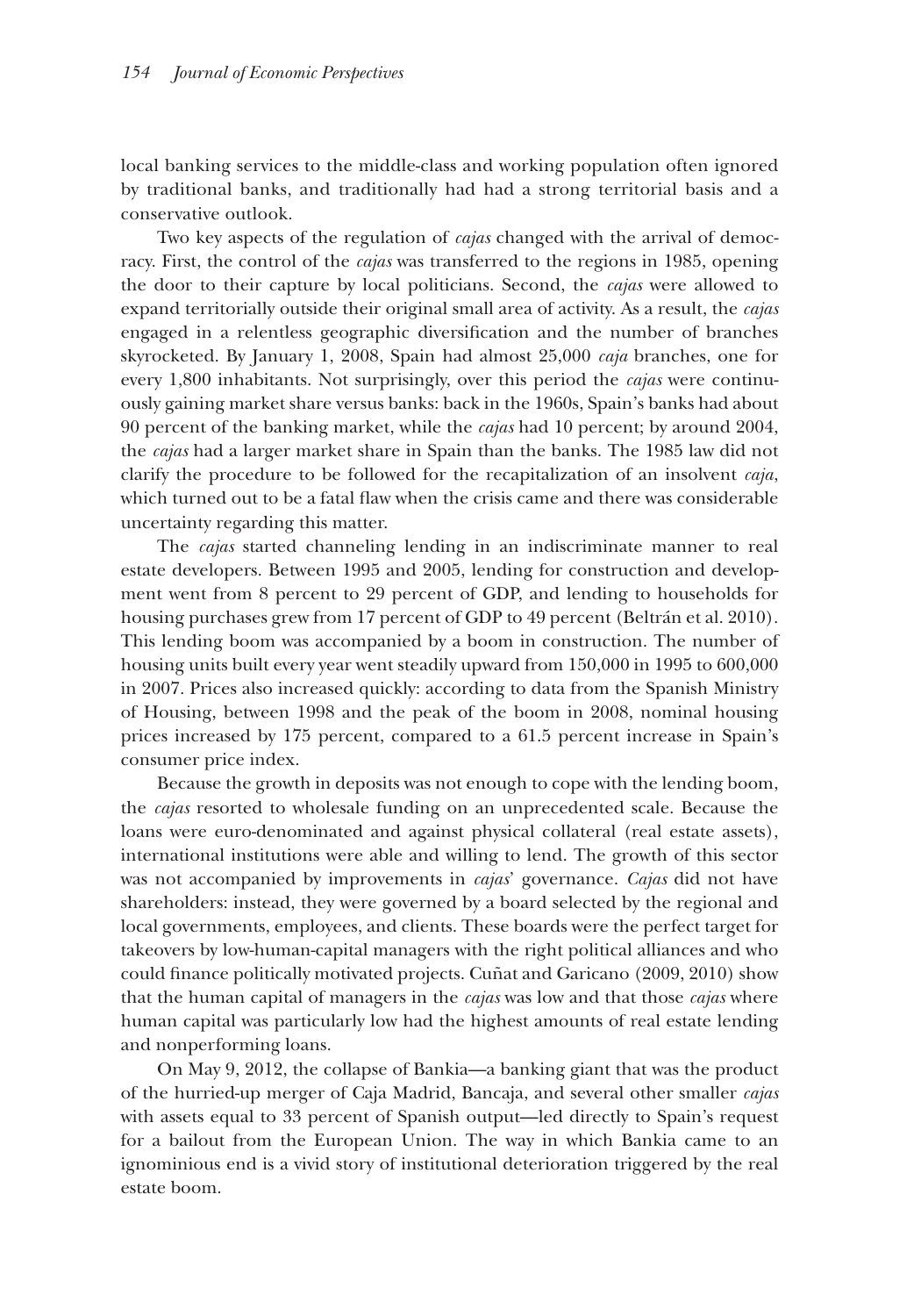local banking services to the middle-class and working population often ignored by traditional banks, and traditionally had had a strong territorial basis and a conservative outlook.

Two key aspects of the regulation of *cajas* changed with the arrival of democracy. First, the control of the *cajas* was transferred to the regions in 1985, opening the door to their capture by local politicians. Second, the *cajas* were allowed to expand territorially outside their original small area of activity. As a result, the *cajas* engaged in a relentless geographic diversification and the number of branches skyrocketed. By January 1, 2008, Spain had almost 25,000 *caja* branches, one for every 1,800 inhabitants. Not surprisingly, over this period the *cajas* were continuously gaining market share versus banks: back in the 1960s, Spain's banks had about 90 percent of the banking market, while the *cajas* had 10 percent; by around 2004, the *cajas* had a larger market share in Spain than the banks. The 1985 law did not clarify the procedure to be followed for the recapitalization of an insolvent *caja*, which turned out to be a fatal flaw when the crisis came and there was considerable uncertainty regarding this matter.

The *cajas* started channeling lending in an indiscriminate manner to real estate developers. Between 1995 and 2005, lending for construction and development went from 8 percent to 29 percent of GDP, and lending to households for housing purchases grew from 17 percent of GDP to 49 percent (Beltrán et al. 2010). This lending boom was accompanied by a boom in construction. The number of housing units built every year went steadily upward from 150,000 in 1995 to 600,000 in 2007. Prices also increased quickly: according to data from the Spanish Ministry of Housing, between 1998 and the peak of the boom in 2008, nominal housing prices increased by 175 percent, compared to a 61.5 percent increase in Spain's consumer price index.

Because the growth in deposits was not enough to cope with the lending boom, the *cajas* resorted to wholesale funding on an unprecedented scale. Because the loans were euro-denominated and against physical collateral (real estate assets), international institutions were able and willing to lend. The growth of this sector was not accompanied by improvements in *cajas*' governance. *Cajas* did not have shareholders: instead, they were governed by a board selected by the regional and local governments, employees, and clients. These boards were the perfect target for takeovers by low-human-capital managers with the right political alliances and who could finance politically motivated projects. Cuñat and Garicano (2009, 2010) show that the human capital of managers in the *cajas* was low and that those *cajas* where human capital was particularly low had the highest amounts of real estate lending and nonperforming loans.

On May 9, 2012, the collapse of Bankia—a banking giant that was the product of the hurried-up merger of Caja Madrid, Bancaja, and several other smaller *cajas* with assets equal to 33 percent of Spanish output—led directly to Spain's request for a bailout from the European Union. The way in which Bankia came to an ignominious end is a vivid story of institutional deterioration triggered by the real estate boom.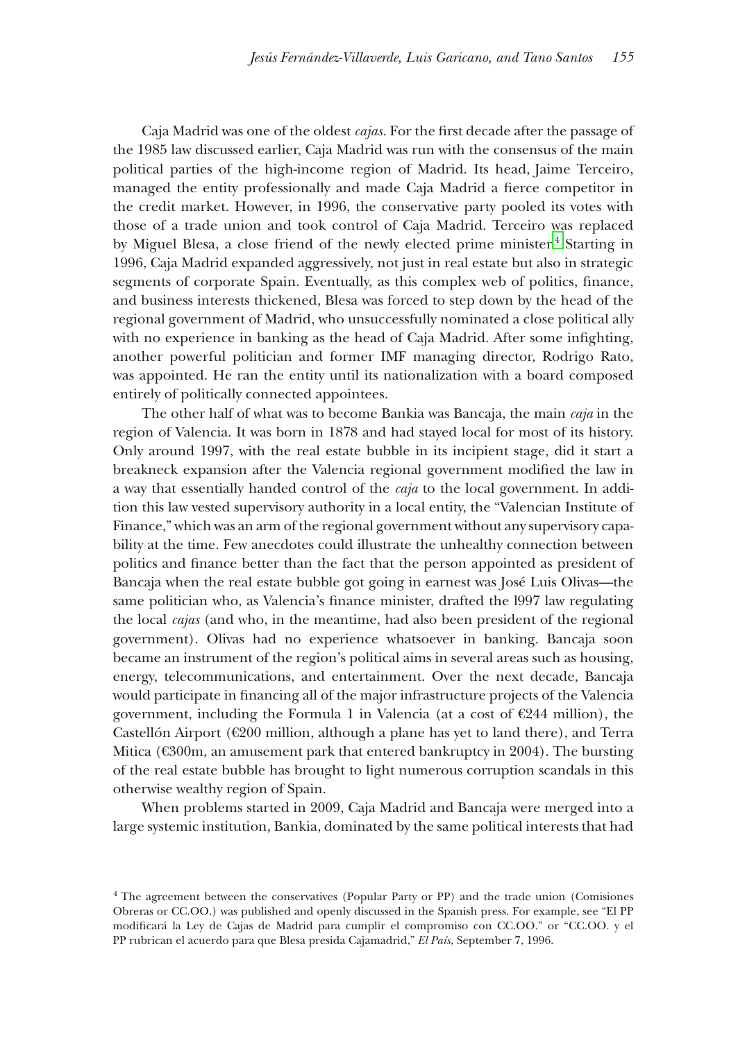Caja Madrid was one of the oldest *cajas*. For the first decade after the passage of the 1985 law discussed earlier, Caja Madrid was run with the consensus of the main political parties of the high-income region of Madrid. Its head, Jaime Terceiro, managed the entity professionally and made Caja Madrid a fierce competitor in the credit market. However, in 1996, the conservative party pooled its votes with those of a trade union and took control of Caja Madrid. Terceiro was replaced by Miguel Blesa, a close friend of the newly elected prime minister.[4] Starting in 1996, Caja Madrid expanded aggressively, not just in real estate but also in strategic segments of corporate Spain. Eventually, as this complex web of politics, finance, and business interests thickened, Blesa was forced to step down by the head of the regional government of Madrid, who unsuccessfully nominated a close political ally with no experience in banking as the head of Caja Madrid. After some infighting, another powerful politician and former IMF managing director, Rodrigo Rato, was appointed. He ran the entity until its nationalization with a board composed entirely of politically connected appointees.

The other half of what was to become Bankia was Bancaja, the main *caja* in the region of Valencia. It was born in 1878 and had stayed local for most of its history. Only around 1997, with the real estate bubble in its incipient stage, did it start a breakneck expansion after the Valencia regional government modified the law in a way that essentially handed control of the *caja* to the local government. In addition this law vested supervisory authority in a local entity, the "Valencian Institute of Finance," which was an arm of the regional government without any supervisory capability at the time. Few anecdotes could illustrate the unhealthy connection between politics and finance better than the fact that the person appointed as president of Bancaja when the real estate bubble got going in earnest was José Luis Olivas—the same politician who, as Valencia's finance minister, drafted the l997 law regulating the local *cajas* (and who, in the meantime, had also been president of the regional government). Olivas had no experience whatsoever in banking. Bancaja soon became an instrument of the region's political aims in several areas such as housing, energy, telecommunications, and entertainment. Over the next decade, Bancaja would participate in financing all of the major infrastructure projects of the Valencia government, including the Formula 1 in Valencia (at a cost of €244 million), the Castellón Airport (€200 million, although a plane has yet to land there), and Terra Mitica (€300m, an amusement park that entered bankruptcy in 2004). The bursting of the real estate bubble has brought to light numerous corruption scandals in this otherwise wealthy region of Spain.

When problems started in 2009, Caja Madrid and Bancaja were merged into a large systemic institution, Bankia, dominated by the same political interests that had

[4] The agreement between the conservatives (Popular Party or PP) and the trade union (Comisiones Obreras or CC.OO.) was published and openly discussed in the Spanish press. For example, see "El PP modificará la Ley de Cajas de Madrid para cumplir el compromiso con CC.OO." or "CC.OO. y el PP rubrican el acuerdo para que Blesa presida Cajamadrid," *El País*, September 7, 1996.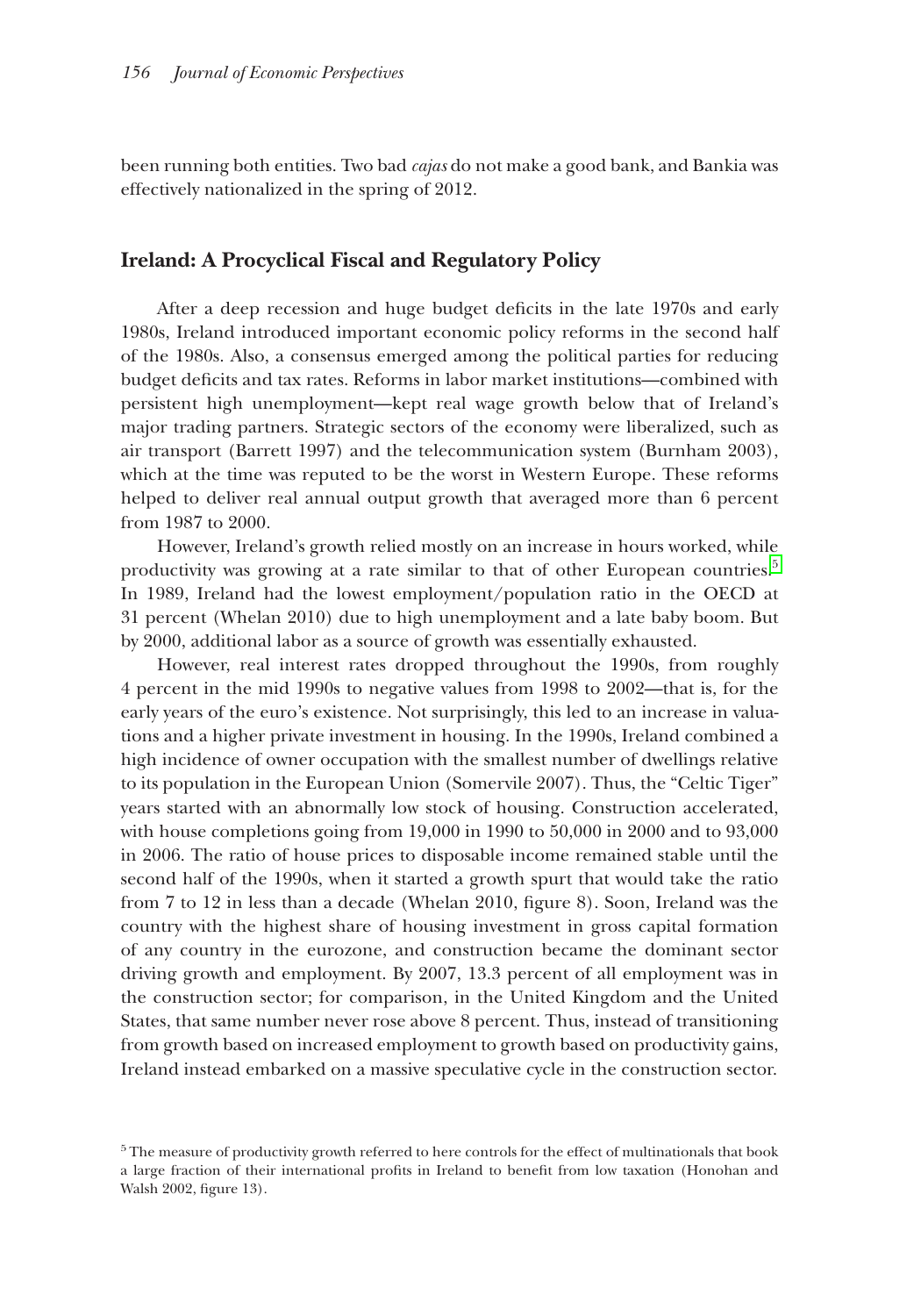been running both entities. Two bad *cajas* do not make a good bank, and Bankia was effectively nationalized in the spring of 2012.

## Ireland: A Procyclical Fiscal and Regulatory Policy

After a deep recession and huge budget deficits in the late 1970s and early 1980s, Ireland introduced important economic policy reforms in the second half of the 1980s. Also, a consensus emerged among the political parties for reducing budget deficits and tax rates. Reforms in labor market institutions—combined with persistent high unemployment—kept real wage growth below that of Ireland's major trading partners. Strategic sectors of the economy were liberalized, such as air transport (Barrett 1997) and the telecommunication system (Burnham 2003), which at the time was reputed to be the worst in Western Europe. These reforms helped to deliver real annual output growth that averaged more than 6 percent from 1987 to 2000.

However, Ireland's growth relied mostly on an increase in hours worked, while productivity was growing at a rate similar to that of other European countries.[5] In 1989, Ireland had the lowest employment/population ratio in the OECD at 31 percent (Whelan 2010) due to high unemployment and a late baby boom. But by 2000, additional labor as a source of growth was essentially exhausted.

However, real interest rates dropped throughout the 1990s, from roughly 4 percent in the mid 1990s to negative values from 1998 to 2002—that is, for the early years of the euro's existence. Not surprisingly, this led to an increase in valuations and a higher private investment in housing. In the 1990s, Ireland combined a high incidence of owner occupation with the smallest number of dwellings relative to its population in the European Union (Somervile 2007). Thus, the "Celtic Tiger" years started with an abnormally low stock of housing. Construction accelerated, with house completions going from 19,000 in 1990 to 50,000 in 2000 and to 93,000 in 2006. The ratio of house prices to disposable income remained stable until the second half of the 1990s, when it started a growth spurt that would take the ratio from 7 to 12 in less than a decade (Whelan 2010, figure 8). Soon, Ireland was the country with the highest share of housing investment in gross capital formation of any country in the eurozone, and construction became the dominant sector driving growth and employment. By 2007, 13.3 percent of all employment was in the construction sector; for comparison, in the United Kingdom and the United States, that same number never rose above 8 percent. Thus, instead of transitioning from growth based on increased employment to growth based on productivity gains, Ireland instead embarked on a massive speculative cycle in the construction sector.

[5] The measure of productivity growth referred to here controls for the effect of multinationals that book a large fraction of their international profits in Ireland to benefit from low taxation (Honohan and Walsh 2002, figure 13).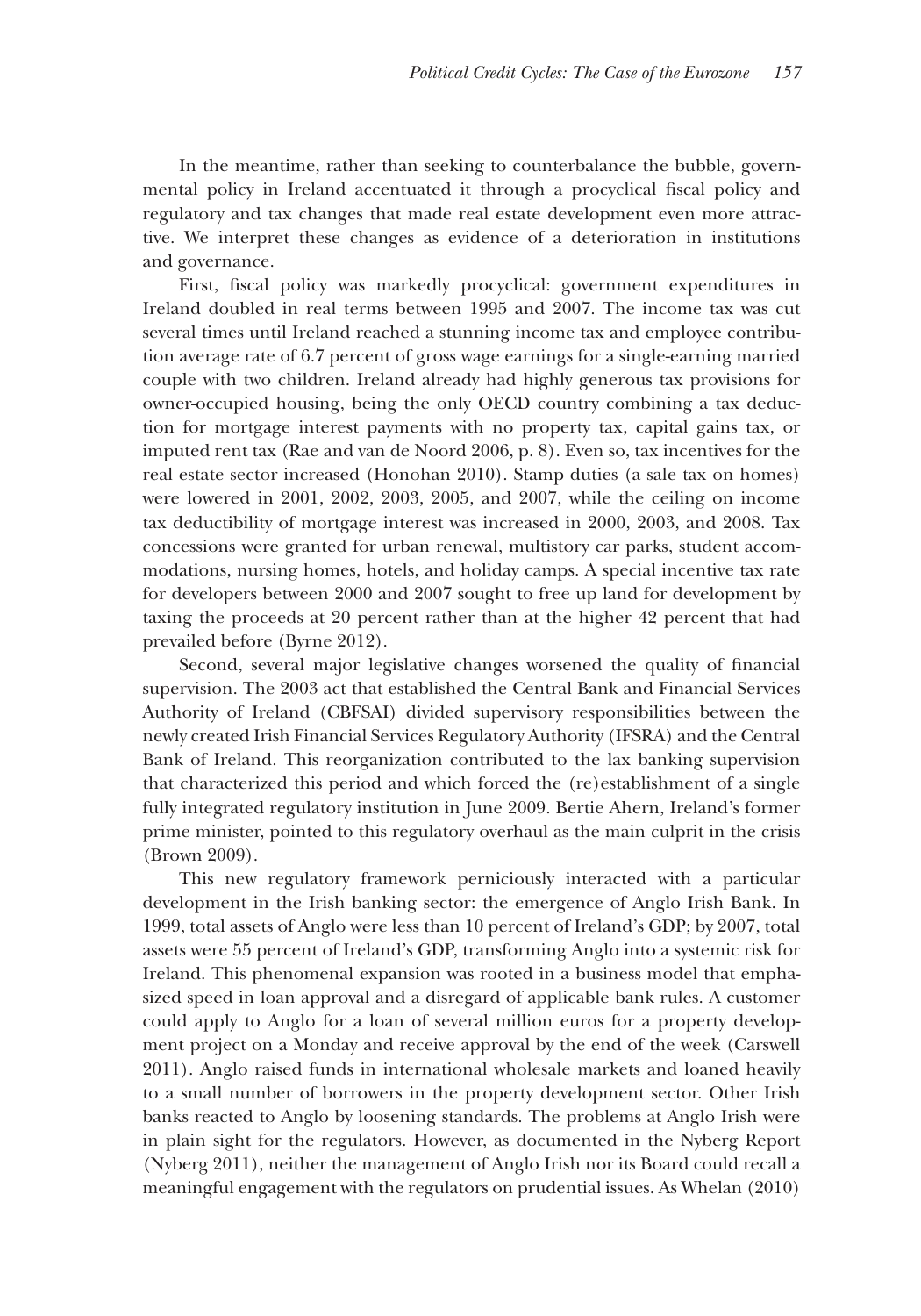In the meantime, rather than seeking to counterbalance the bubble, governmental policy in Ireland accentuated it through a procyclical fiscal policy and regulatory and tax changes that made real estate development even more attractive. We interpret these changes as evidence of a deterioration in institutions and governance.

First, fiscal policy was markedly procyclical: government expenditures in Ireland doubled in real terms between 1995 and 2007. The income tax was cut several times until Ireland reached a stunning income tax and employee contribution average rate of 6.7 percent of gross wage earnings for a single-earning married couple with two children. Ireland already had highly generous tax provisions for owner-occupied housing, being the only OECD country combining a tax deduction for mortgage interest payments with no property tax, capital gains tax, or imputed rent tax (Rae and van de Noord 2006, p. 8). Even so, tax incentives for the real estate sector increased (Honohan 2010). Stamp duties (a sale tax on homes) were lowered in 2001, 2002, 2003, 2005, and 2007, while the ceiling on income tax deductibility of mortgage interest was increased in 2000, 2003, and 2008. Tax concessions were granted for urban renewal, multistory car parks, student accommodations, nursing homes, hotels, and holiday camps. A special incentive tax rate for developers between 2000 and 2007 sought to free up land for development by taxing the proceeds at 20 percent rather than at the higher 42 percent that had prevailed before (Byrne 2012).

Second, several major legislative changes worsened the quality of financial supervision. The 2003 act that established the Central Bank and Financial Services Authority of Ireland (CBFSAI) divided supervisory responsibilities between the newly created Irish Financial Services Regulatory Authority (IFSRA) and the Central Bank of Ireland. This reorganization contributed to the lax banking supervision that characterized this period and which forced the (re)establishment of a single fully integrated regulatory institution in June 2009. Bertie Ahern, Ireland's former prime minister, pointed to this regulatory overhaul as the main culprit in the crisis (Brown 2009).

This new regulatory framework perniciously interacted with a particular development in the Irish banking sector: the emergence of Anglo Irish Bank. In 1999, total assets of Anglo were less than 10 percent of Ireland's GDP; by 2007, total assets were 55 percent of Ireland's GDP, transforming Anglo into a systemic risk for Ireland. This phenomenal expansion was rooted in a business model that emphasized speed in loan approval and a disregard of applicable bank rules. A customer could apply to Anglo for a loan of several million euros for a property development project on a Monday and receive approval by the end of the week (Carswell 2011). Anglo raised funds in international wholesale markets and loaned heavily to a small number of borrowers in the property development sector. Other Irish banks reacted to Anglo by loosening standards. The problems at Anglo Irish were in plain sight for the regulators. However, as documented in the Nyberg Report (Nyberg 2011), neither the management of Anglo Irish nor its Board could recall a meaningful engagement with the regulators on prudential issues. As Whelan (2010)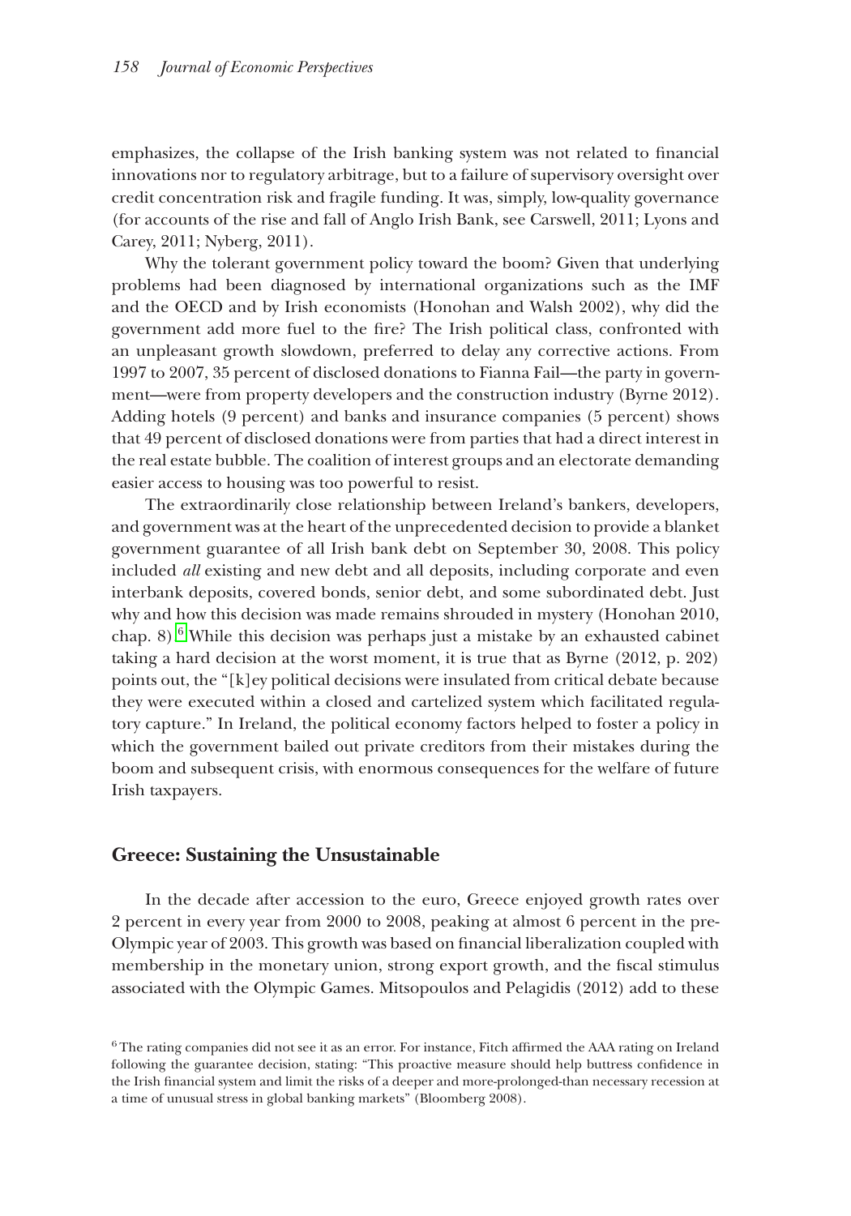emphasizes, the collapse of the Irish banking system was not related to financial innovations nor to regulatory arbitrage, but to a failure of supervisory oversight over credit concentration risk and fragile funding. It was, simply, low-quality governance (for accounts of the rise and fall of Anglo Irish Bank, see Carswell, 2011; Lyons and Carey, 2011; Nyberg, 2011).

Why the tolerant government policy toward the boom? Given that underlying problems had been diagnosed by international organizations such as the IMF and the OECD and by Irish economists (Honohan and Walsh 2002), why did the government add more fuel to the fire? The Irish political class, confronted with an unpleasant growth slowdown, preferred to delay any corrective actions. From 1997 to 2007, 35 percent of disclosed donations to Fianna Fail—the party in government—were from property developers and the construction industry (Byrne 2012). Adding hotels (9 percent) and banks and insurance companies (5 percent) shows that 49 percent of disclosed donations were from parties that had a direct interest in the real estate bubble. The coalition of interest groups and an electorate demanding easier access to housing was too powerful to resist.

The extraordinarily close relationship between Ireland's bankers, developers, and government was at the heart of the unprecedented decision to provide a blanket government guarantee of all Irish bank debt on September 30, 2008. This policy included *all* existing and new debt and all deposits, including corporate and even interbank deposits, covered bonds, senior debt, and some subordinated debt. Just why and how this decision was made remains shrouded in mystery (Honohan 2010, chap. 8).[6] While this decision was perhaps just a mistake by an exhausted cabinet taking a hard decision at the worst moment, it is true that as Byrne (2012, p. 202) points out, the "[k]ey political decisions were insulated from critical debate because they were executed within a closed and cartelized system which facilitated regulatory capture." In Ireland, the political economy factors helped to foster a policy in which the government bailed out private creditors from their mistakes during the boom and subsequent crisis, with enormous consequences for the welfare of future Irish taxpayers.

## Greece: Sustaining the Unsustainable

In the decade after accession to the euro, Greece enjoyed growth rates over 2 percent in every year from 2000 to 2008, peaking at almost 6 percent in the pre-Olympic year of 2003. This growth was based on financial liberalization coupled with membership in the monetary union, strong export growth, and the fiscal stimulus associated with the Olympic Games. Mitsopoulos and Pelagidis (2012) add to these

[6] The rating companies did not see it as an error. For instance, Fitch affirmed the AAA rating on Ireland following the guarantee decision, stating: "This proactive measure should help buttress confidence in the Irish financial system and limit the risks of a deeper and more-prolonged-than necessary recession at a time of unusual stress in global banking markets" (Bloomberg 2008).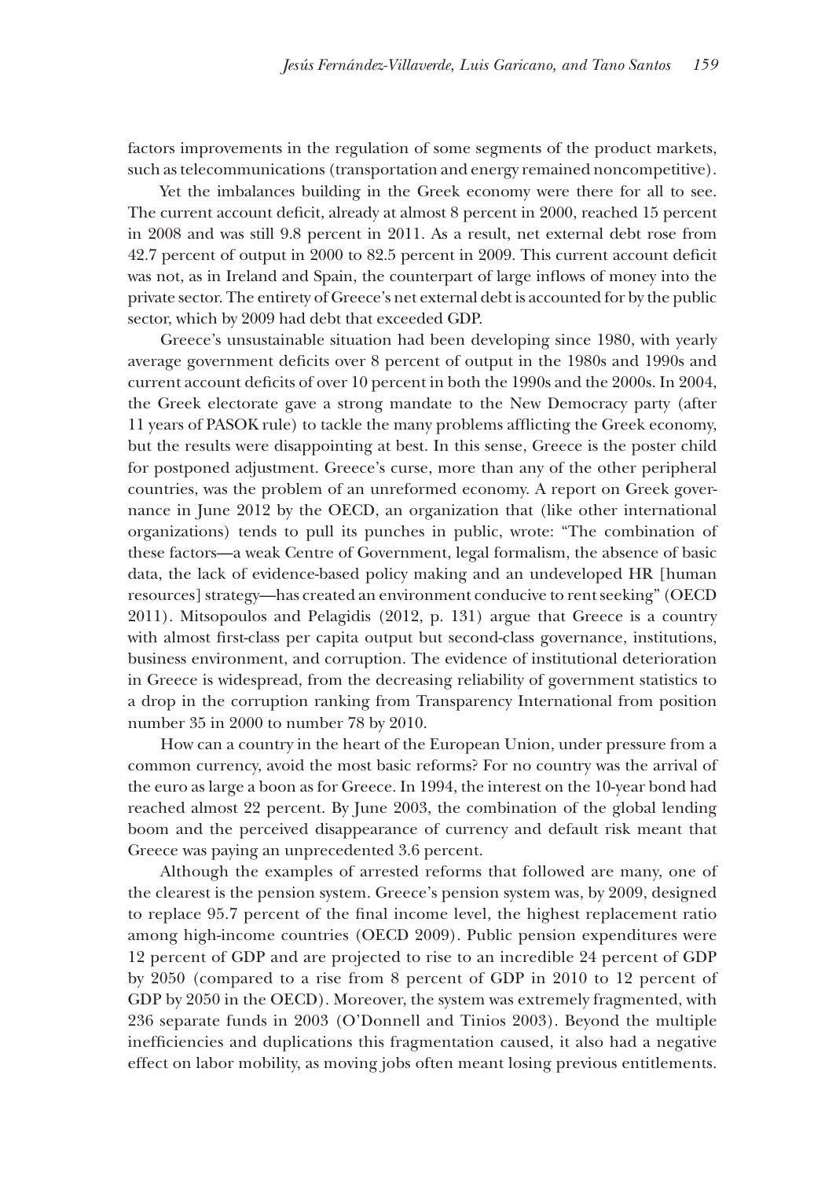factors improvements in the regulation of some segments of the product markets, such as telecommunications (transportation and energy remained noncompetitive).

Yet the imbalances building in the Greek economy were there for all to see. The current account deficit, already at almost 8 percent in 2000, reached 15 percent in 2008 and was still 9.8 percent in 2011. As a result, net external debt rose from 42.7 percent of output in 2000 to 82.5 percent in 2009. This current account deficit was not, as in Ireland and Spain, the counterpart of large inflows of money into the private sector. The entirety of Greece's net external debt is accounted for by the public sector, which by 2009 had debt that exceeded GDP.

Greece's unsustainable situation had been developing since 1980, with yearly average government deficits over 8 percent of output in the 1980s and 1990s and current account deficits of over 10 percent in both the 1990s and the 2000s. In 2004, the Greek electorate gave a strong mandate to the New Democracy party (after 11 years of PASOK rule) to tackle the many problems afflicting the Greek economy, but the results were disappointing at best. In this sense, Greece is the poster child for postponed adjustment. Greece's curse, more than any of the other peripheral countries, was the problem of an unreformed economy. A report on Greek governance in June 2012 by the OECD, an organization that (like other international organizations) tends to pull its punches in public, wrote: "The combination of these factors—a weak Centre of Government, legal formalism, the absence of basic data, the lack of evidence-based policy making and an undeveloped HR [human resources] strategy—has created an environment conducive to rent seeking" (OECD 2011). Mitsopoulos and Pelagidis (2012, p. 131) argue that Greece is a country with almost first-class per capita output but second-class governance, institutions, business environment, and corruption. The evidence of institutional deterioration in Greece is widespread, from the decreasing reliability of government statistics to a drop in the corruption ranking from Transparency International from position number 35 in 2000 to number 78 by 2010.

How can a country in the heart of the European Union, under pressure from a common currency, avoid the most basic reforms? For no country was the arrival of the euro as large a boon as for Greece. In 1994, the interest on the 10-year bond had reached almost 22 percent. By June 2003, the combination of the global lending boom and the perceived disappearance of currency and default risk meant that Greece was paying an unprecedented 3.6 percent.

Although the examples of arrested reforms that followed are many, one of the clearest is the pension system. Greece's pension system was, by 2009, designed to replace 95.7 percent of the final income level, the highest replacement ratio among high-income countries (OECD 2009). Public pension expenditures were 12 percent of GDP and are projected to rise to an incredible 24 percent of GDP by 2050 (compared to a rise from 8 percent of GDP in 2010 to 12 percent of GDP by 2050 in the OECD). Moreover, the system was extremely fragmented, with 236 separate funds in 2003 (O'Donnell and Tinios 2003). Beyond the multiple inefficiencies and duplications this fragmentation caused, it also had a negative effect on labor mobility, as moving jobs often meant losing previous entitlements.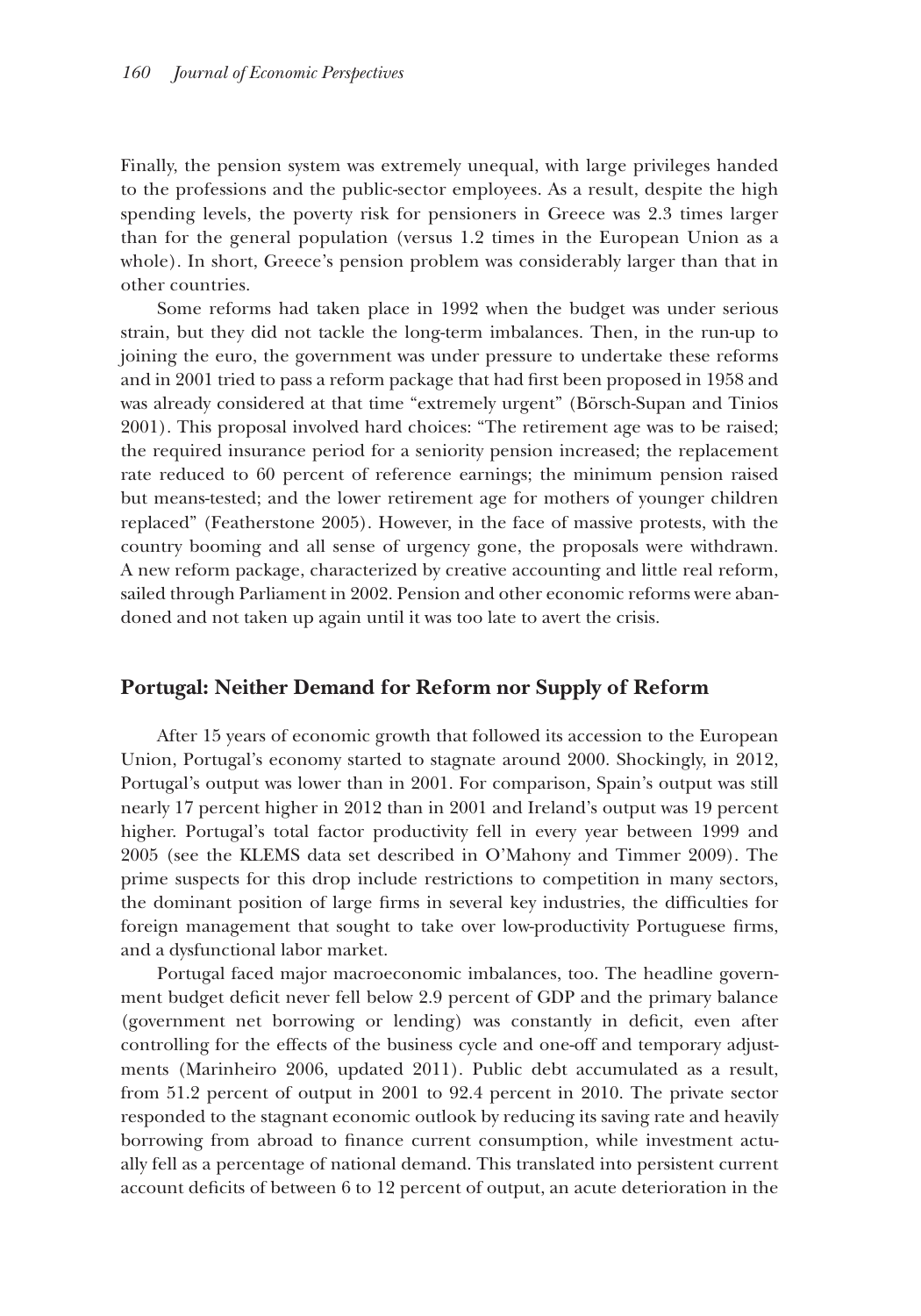Finally, the pension system was extremely unequal, with large privileges handed to the professions and the public-sector employees. As a result, despite the high spending levels, the poverty risk for pensioners in Greece was 2.3 times larger than for the general population (versus 1.2 times in the European Union as a whole). In short, Greece's pension problem was considerably larger than that in other countries.

Some reforms had taken place in 1992 when the budget was under serious strain, but they did not tackle the long-term imbalances. Then, in the run-up to joining the euro, the government was under pressure to undertake these reforms and in 2001 tried to pass a reform package that had first been proposed in 1958 and was already considered at that time "extremely urgent" (Börsch-Supan and Tinios 2001). This proposal involved hard choices: "The retirement age was to be raised; the required insurance period for a seniority pension increased; the replacement rate reduced to 60 percent of reference earnings; the minimum pension raised but means-tested; and the lower retirement age for mothers of younger children replaced" (Featherstone 2005). However, in the face of massive protests, with the country booming and all sense of urgency gone, the proposals were withdrawn. A new reform package, characterized by creative accounting and little real reform, sailed through Parliament in 2002. Pension and other economic reforms were abandoned and not taken up again until it was too late to avert the crisis.

## Portugal: Neither Demand for Reform nor Supply of Reform

After 15 years of economic growth that followed its accession to the European Union, Portugal's economy started to stagnate around 2000. Shockingly, in 2012, Portugal's output was lower than in 2001. For comparison, Spain's output was still nearly 17 percent higher in 2012 than in 2001 and Ireland's output was 19 percent higher. Portugal's total factor productivity fell in every year between 1999 and 2005 (see the KLEMS data set described in O'Mahony and Timmer 2009). The prime suspects for this drop include restrictions to competition in many sectors, the dominant position of large firms in several key industries, the difficulties for foreign management that sought to take over low-productivity Portuguese firms, and a dysfunctional labor market.

Portugal faced major macroeconomic imbalances, too. The headline government budget deficit never fell below 2.9 percent of GDP and the primary balance (government net borrowing or lending) was constantly in deficit, even after controlling for the effects of the business cycle and one-off and temporary adjustments (Marinheiro 2006, updated 2011). Public debt accumulated as a result, from 51.2 percent of output in 2001 to 92.4 percent in 2010. The private sector responded to the stagnant economic outlook by reducing its saving rate and heavily borrowing from abroad to finance current consumption, while investment actually fell as a percentage of national demand. This translated into persistent current account deficits of between 6 to 12 percent of output, an acute deterioration in the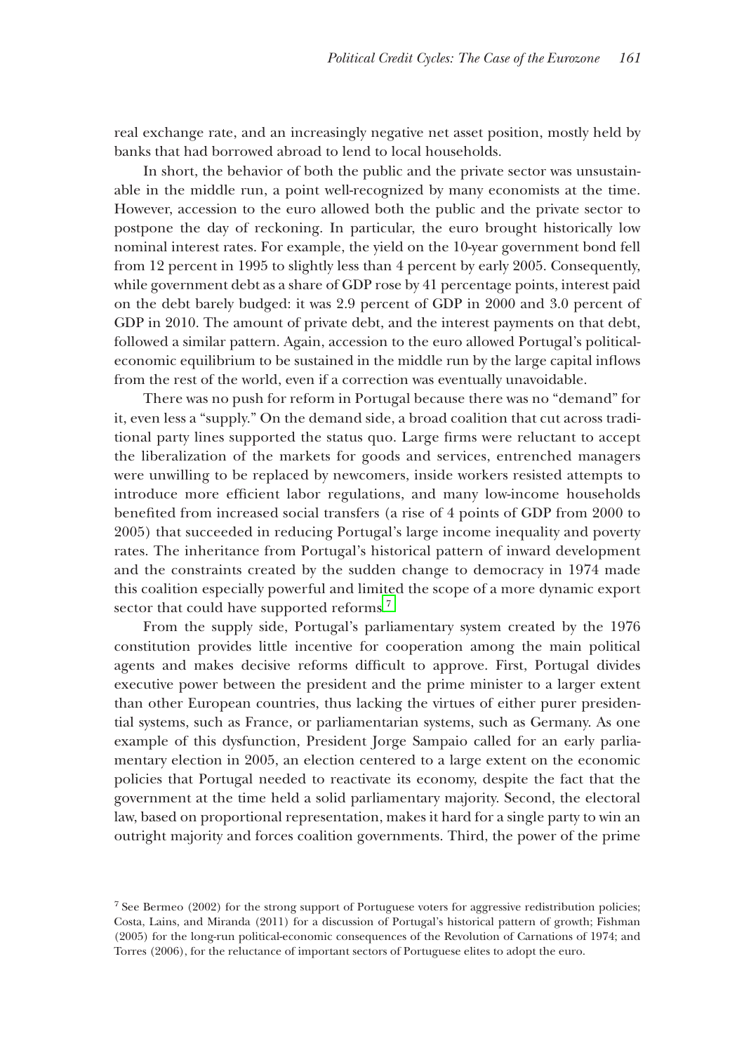real exchange rate, and an increasingly negative net asset position, mostly held by banks that had borrowed abroad to lend to local households.

In short, the behavior of both the public and the private sector was unsustainable in the middle run, a point well-recognized by many economists at the time. However, accession to the euro allowed both the public and the private sector to postpone the day of reckoning. In particular, the euro brought historically low nominal interest rates. For example, the yield on the 10-year government bond fell from 12 percent in 1995 to slightly less than 4 percent by early 2005. Consequently, while government debt as a share of GDP rose by 41 percentage points, interest paid on the debt barely budged: it was 2.9 percent of GDP in 2000 and 3.0 percent of GDP in 2010. The amount of private debt, and the interest payments on that debt, followed a similar pattern. Again, accession to the euro allowed Portugal's political-economic equilibrium to be sustained in the middle run by the large capital inflows from the rest of the world, even if a correction was eventually unavoidable.

There was no push for reform in Portugal because there was no "demand" for it, even less a "supply." On the demand side, a broad coalition that cut across traditional party lines supported the status quo. Large firms were reluctant to accept the liberalization of the markets for goods and services, entrenched managers were unwilling to be replaced by newcomers, inside workers resisted attempts to introduce more efficient labor regulations, and many low-income households benefited from increased social transfers (a rise of 4 points of GDP from 2000 to 2005) that succeeded in reducing Portugal's large income inequality and poverty rates. The inheritance from Portugal's historical pattern of inward development and the constraints created by the sudden change to democracy in 1974 made this coalition especially powerful and limited the scope of a more dynamic export sector that could have supported reforms.[7]

From the supply side, Portugal's parliamentary system created by the 1976 constitution provides little incentive for cooperation among the main political agents and makes decisive reforms difficult to approve. First, Portugal divides executive power between the president and the prime minister to a larger extent than other European countries, thus lacking the virtues of either purer presidential systems, such as France, or parliamentarian systems, such as Germany. As one example of this dysfunction, President Jorge Sampaio called for an early parliamentary election in 2005, an election centered to a large extent on the economic policies that Portugal needed to reactivate its economy, despite the fact that the government at the time held a solid parliamentary majority. Second, the electoral law, based on proportional representation, makes it hard for a single party to win an outright majority and forces coalition governments. Third, the power of the prime

[7] See Bermeo (2002) for the strong support of Portuguese voters for aggressive redistribution policies; Costa, Lains, and Miranda (2011) for a discussion of Portugal's historical pattern of growth; Fishman (2005) for the long-run political-economic consequences of the Revolution of Carnations of 1974; and Torres (2006), for the reluctance of important sectors of Portuguese elites to adopt the euro.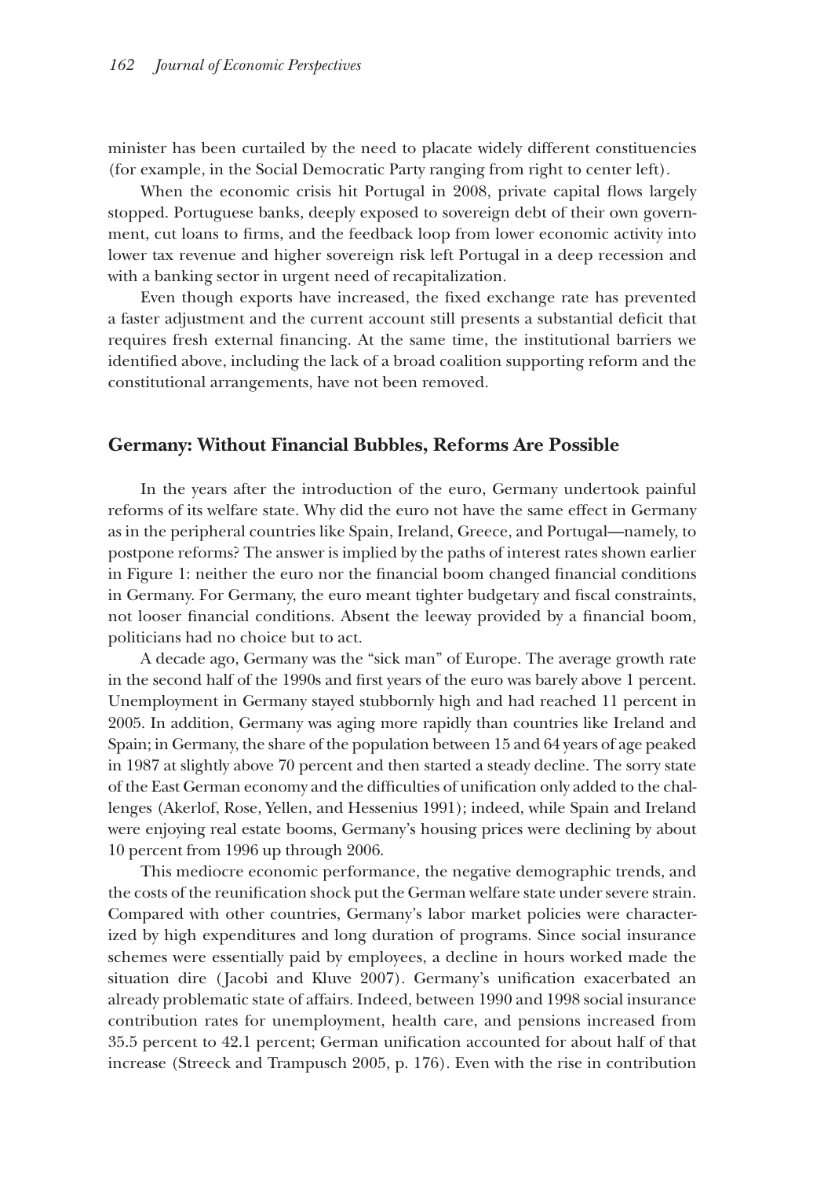minister has been curtailed by the need to placate widely different constituencies (for example, in the Social Democratic Party ranging from right to center left).

When the economic crisis hit Portugal in 2008, private capital flows largely stopped. Portuguese banks, deeply exposed to sovereign debt of their own government, cut loans to firms, and the feedback loop from lower economic activity into lower tax revenue and higher sovereign risk left Portugal in a deep recession and with a banking sector in urgent need of recapitalization.

Even though exports have increased, the fixed exchange rate has prevented a faster adjustment and the current account still presents a substantial deficit that requires fresh external financing. At the same time, the institutional barriers we identified above, including the lack of a broad coalition supporting reform and the constitutional arrangements, have not been removed.

## Germany: Without Financial Bubbles, Reforms Are Possible

In the years after the introduction of the euro, Germany undertook painful reforms of its welfare state. Why did the euro not have the same effect in Germany as in the peripheral countries like Spain, Ireland, Greece, and Portugal—namely, to postpone reforms? The answer is implied by the paths of interest rates shown earlier in Figure 1: neither the euro nor the financial boom changed financial conditions in Germany. For Germany, the euro meant tighter budgetary and fiscal constraints, not looser financial conditions. Absent the leeway provided by a financial boom, politicians had no choice but to act.

A decade ago, Germany was the "sick man" of Europe. The average growth rate in the second half of the 1990s and first years of the euro was barely above 1 percent. Unemployment in Germany stayed stubbornly high and had reached 11 percent in 2005. In addition, Germany was aging more rapidly than countries like Ireland and Spain; in Germany, the share of the population between 15 and 64 years of age peaked in 1987 at slightly above 70 percent and then started a steady decline. The sorry state of the East German economy and the difficulties of unification only added to the challenges (Akerlof, Rose, Yellen, and Hessenius 1991); indeed, while Spain and Ireland were enjoying real estate booms, Germany's housing prices were declining by about 10 percent from 1996 up through 2006.

This mediocre economic performance, the negative demographic trends, and the costs of the reunification shock put the German welfare state under severe strain. Compared with other countries, Germany's labor market policies were characterized by high expenditures and long duration of programs. Since social insurance schemes were essentially paid by employees, a decline in hours worked made the situation dire (Jacobi and Kluve 2007). Germany's unification exacerbated an already problematic state of affairs. Indeed, between 1990 and 1998 social insurance contribution rates for unemployment, health care, and pensions increased from 35.5 percent to 42.1 percent; German unification accounted for about half of that increase (Streeck and Trampusch 2005, p. 176). Even with the rise in contribution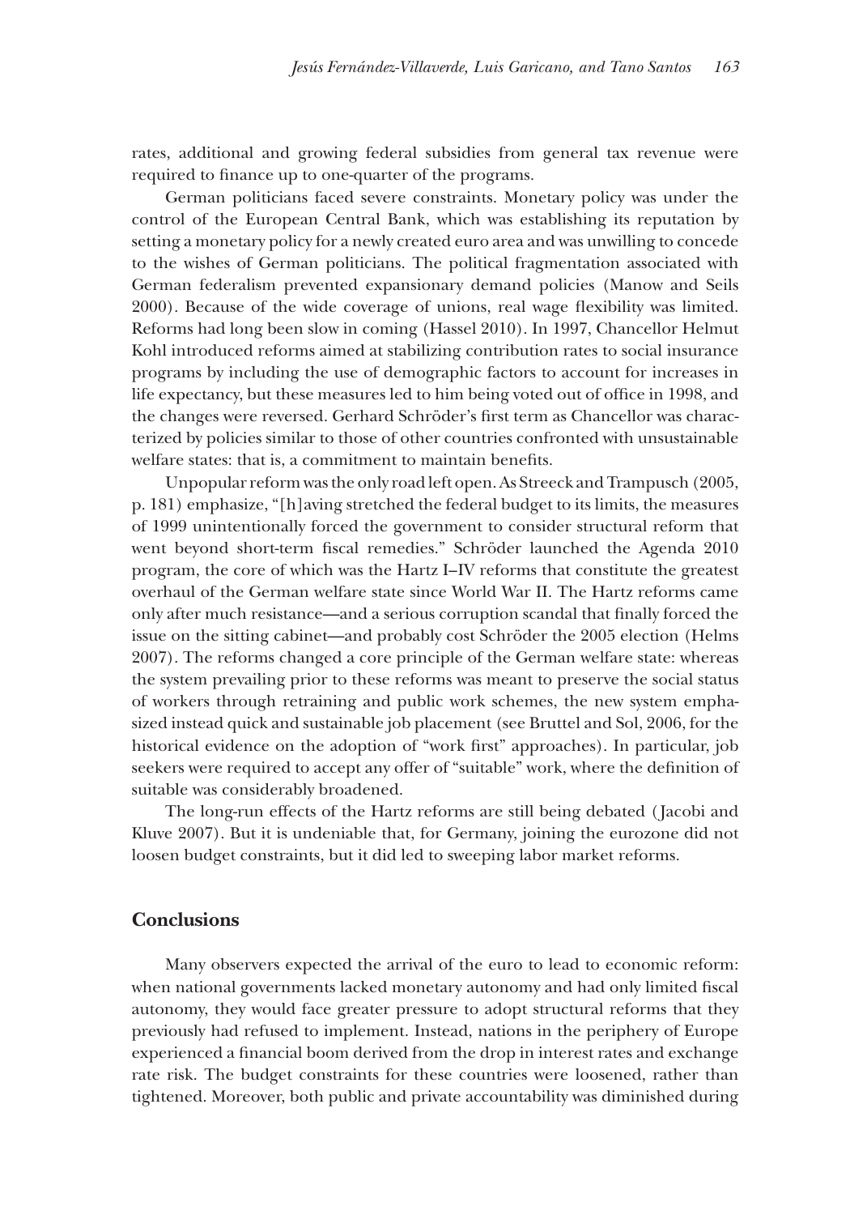rates, additional and growing federal subsidies from general tax revenue were required to finance up to one-quarter of the programs.

German politicians faced severe constraints. Monetary policy was under the control of the European Central Bank, which was establishing its reputation by setting a monetary policy for a newly created euro area and was unwilling to concede to the wishes of German politicians. The political fragmentation associated with German federalism prevented expansionary demand policies (Manow and Seils 2000). Because of the wide coverage of unions, real wage flexibility was limited. Reforms had long been slow in coming (Hassel 2010). In 1997, Chancellor Helmut Kohl introduced reforms aimed at stabilizing contribution rates to social insurance programs by including the use of demographic factors to account for increases in life expectancy, but these measures led to him being voted out of office in 1998, and the changes were reversed. Gerhard Schröder's first term as Chancellor was characterized by policies similar to those of other countries confronted with unsustainable welfare states: that is, a commitment to maintain benefits.

Unpopular reform was the only road left open. As Streeck and Trampusch (2005, p. 181) emphasize, "[h]aving stretched the federal budget to its limits, the measures of 1999 unintentionally forced the government to consider structural reform that went beyond short-term fiscal remedies." Schröder launched the Agenda 2010 program, the core of which was the Hartz I–IV reforms that constitute the greatest overhaul of the German welfare state since World War II. The Hartz reforms came only after much resistance—and a serious corruption scandal that finally forced the issue on the sitting cabinet—and probably cost Schröder the 2005 election (Helms 2007). The reforms changed a core principle of the German welfare state: whereas the system prevailing prior to these reforms was meant to preserve the social status of workers through retraining and public work schemes, the new system emphasized instead quick and sustainable job placement (see Bruttel and Sol, 2006, for the historical evidence on the adoption of "work first" approaches). In particular, job seekers were required to accept any offer of "suitable" work, where the definition of suitable was considerably broadened.

The long-run effects of the Hartz reforms are still being debated (Jacobi and Kluve 2007). But it is undeniable that, for Germany, joining the eurozone did not loosen budget constraints, but it did led to sweeping labor market reforms.

## Conclusions

Many observers expected the arrival of the euro to lead to economic reform: when national governments lacked monetary autonomy and had only limited fiscal autonomy, they would face greater pressure to adopt structural reforms that they previously had refused to implement. Instead, nations in the periphery of Europe experienced a financial boom derived from the drop in interest rates and exchange rate risk. The budget constraints for these countries were loosened, rather than tightened. Moreover, both public and private accountability was diminished during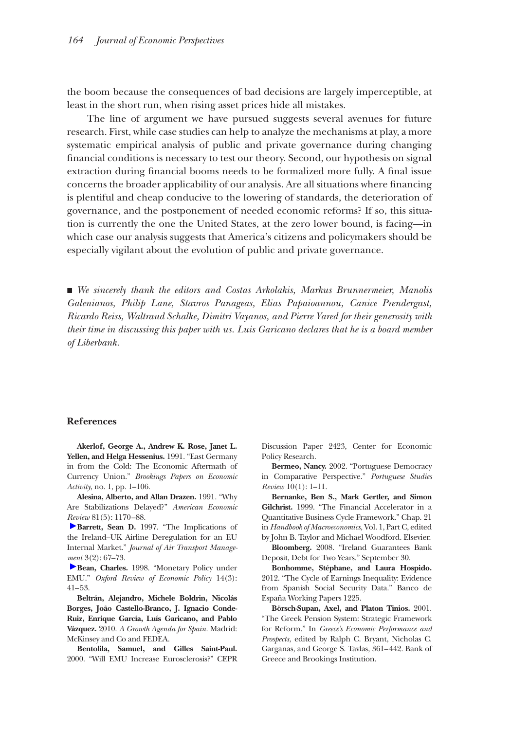the boom because the consequences of bad decisions are largely imperceptible, at least in the short run, when rising asset prices hide all mistakes.

The line of argument we have pursued suggests several avenues for future research. First, while case studies can help to analyze the mechanisms at play, a more systematic empirical analysis of public and private governance during changing financial conditions is necessary to test our theory. Second, our hypothesis on signal extraction during financial booms needs to be formalized more fully. A final issue concerns the broader applicability of our analysis. Are all situations where financing is plentiful and cheap conducive to the lowering of standards, the deterioration of governance, and the postponement of needed economic reforms? If so, this situation is currently the one the United States, at the zero lower bound, is facing—in which case our analysis suggests that America's citizens and policymakers should be especially vigilant about the evolution of public and private governance.

■ *We sincerely thank the editors and Costas Arkolakis, Markus Brunnermeier, Manolis Galenianos, Philip Lane, Stavros Panageas, Elias Papaioannou, Canice Prendergast, Ricardo Reiss, Waltraud Schalke, Dimitri Vayanos, and Pierre Yared for their generosity with their time in discussing this paper with us. Luis Garicano declares that he is a board member of Liberbank.*

## References

**Akerlof, George A., Andrew K. Rose, Janet L. Yellen, and Helga Hessenius.** 1991. "East Germany in from the Cold: The Economic Aftermath of Currency Union." *Brookings Papers on Economic Activity*, no. 1, pp. 1–106.

**Alesina, Alberto, and Allan Drazen.** 1991. "Why Are Stabilizations Delayed?" *American Economic Review* 81(5): 1170–88.

**Barrett, Sean D.** 1997. "The Implications of the Ireland–UK Airline Deregulation for an EU Internal Market." *Journal of Air Transport Management* 3(2): 67–73.

**Bean, Charles.** 1998. "Monetary Policy under EMU." *Oxford Review of Economic Policy* 14(3): 41–53.

**Beltrán, Alejandro, Michele Boldrin, Nicolás Borges, João Castello-Branco, J. Ignacio Conde-Ruiz, Enrique García, Luís Garicano, and Pablo Vázquez.** 2010. *A Growth Agenda for Spain*. Madrid: McKinsey and Co and FEDEA.

**Bentolila, Samuel, and Gilles Saint-Paul.** 2000. "Will EMU Increase Eurosclerosis?" CEPR Discussion Paper 2423, Center for Economic Policy Research.

**Bermeo, Nancy.** 2002. "Portuguese Democracy in Comparative Perspective." *Portuguese Studies Review* 10(1): 1–11.

**Bernanke, Ben S., Mark Gertler, and Simon Gilchrist.** 1999. "The Financial Accelerator in a Quantitative Business Cycle Framework." Chap. 21 in *Handbook of Macroeconomics*, Vol. 1, Part C, edited by John B. Taylor and Michael Woodford. Elsevier.

**Bloomberg.** 2008. "Ireland Guarantees Bank Deposit, Debt for Two Years." September 30.

**Bonhomme, Stéphane, and Laura Hospido.** 2012. "The Cycle of Earnings Inequality: Evidence from Spanish Social Security Data." Banco de España Working Papers 1225.

**Börsch-Supan, Axel, and Platon Tinios.** 2001. "The Greek Pension System: Strategic Framework for Reform." In *Greece's Economic Performance and Prospects*, edited by Ralph C. Bryant, Nicholas C. Garganas, and George S. Tavlas, 361–442. Bank of Greece and Brookings Institution.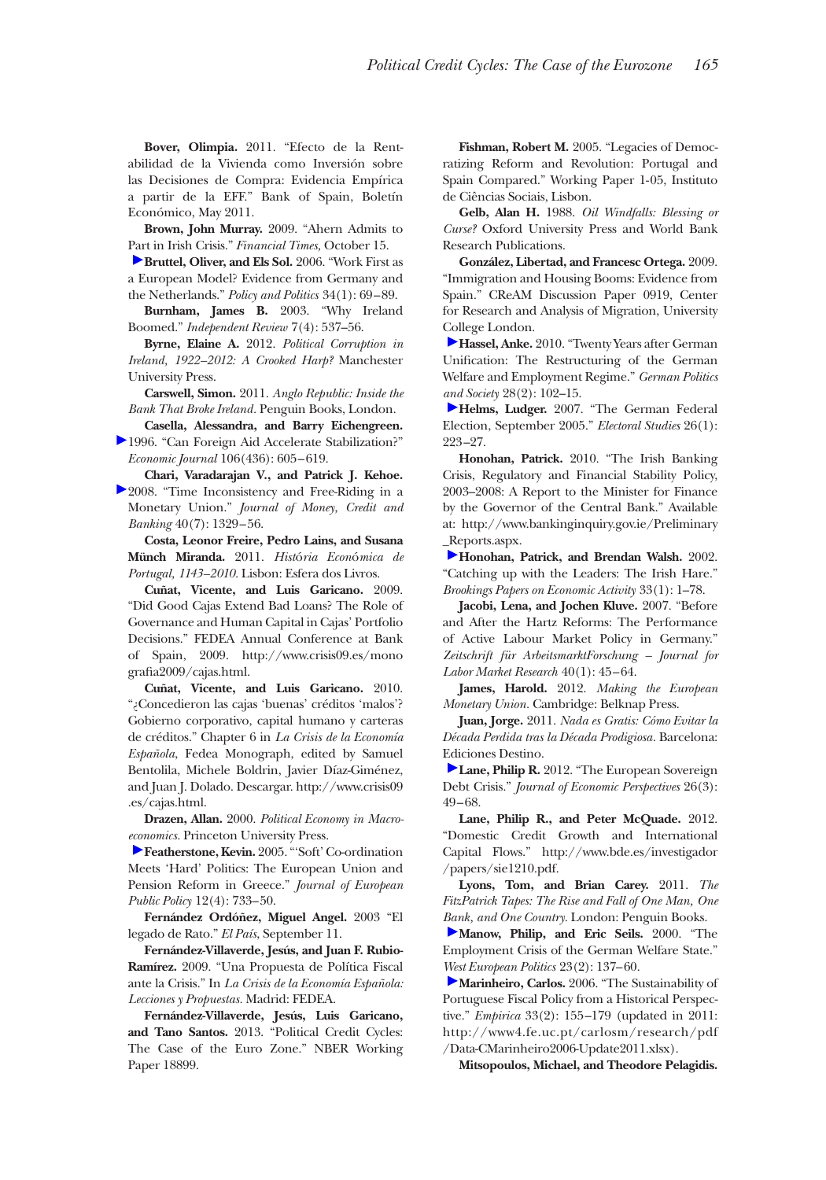**Bover, Olimpia.** 2011. "Efecto de la Rentabilidad de la Vivienda como Inversión sobre las Decisiones de Compra: Evidencia Empírica a partir de la EFF." Bank of Spain, Boletín Económico, May 2011.

**Brown, John Murray.** 2009. "Ahern Admits to Part in Irish Crisis." *Financial Times,* October 15.

**Bruttel, Oliver, and Els Sol.** 2006. "Work First as a European Model? Evidence from Germany and the Netherlands." *Policy and Politics* 34(1): 69–89.

**Burnham, James B.** 2003. "Why Ireland Boomed." *Independent Review* 7(4): 537–56.

**Byrne, Elaine A.** 2012. *Political Corruption in Ireland, 1922–2012: A Crooked Harp?* Manchester University Press.

**Carswell, Simon.** 2011. *Anglo Republic: Inside the Bank That Broke Ireland.* Penguin Books, London.

**Casella, Alessandra, and Barry Eichengreen.** 1996. "Can Foreign Aid Accelerate Stabilization?" *Economic Journal* 106(436): 605–619.

**Chari, Varadarajan V., and Patrick J. Kehoe.** 2008. "Time Inconsistency and Free-Riding in a Monetary Union." *Journal of Money, Credit and Banking* 40(7): 1329–56.

**Costa, Leonor Freire, Pedro Lains, and Susana Münch Miranda.** 2011. *História Económica de Portugal, 1143–2010.* Lisbon: Esfera dos Livros.

**Cuñat, Vicente, and Luis Garicano.** 2009. "Did Good Cajas Extend Bad Loans? The Role of Governance and Human Capital in Cajas' Portfolio Decisions." FEDEA Annual Conference at Bank of Spain, 2009. http://www.crisis09.es/monografia2009/cajas.html.

**Cuñat, Vicente, and Luis Garicano.** 2010. "¿Concedieron las cajas 'buenas' créditos 'malos'? Gobierno corporativo, capital humano y carteras de créditos." Chapter 6 in *La Crisis de la Economía Española,* Fedea Monograph, edited by Samuel Bentolila, Michele Boldrin, Javier Díaz-Giménez, and Juan J. Dolado. Descargar. http://www.crisis09.es/cajas.html.

**Drazen, Allan.** 2000. *Political Economy in Macroeconomics.* Princeton University Press.

**Featherstone, Kevin.** 2005. "'Soft' Co-ordination Meets 'Hard' Politics: The European Union and Pension Reform in Greece." *Journal of European Public Policy* 12(4): 733–50.

**Fernández Ordóñez, Miguel Angel.** 2003 "El legado de Rato." *El País,* September 11.

**Fernández-Villaverde, Jesús, and Juan F. Rubio-Ramírez.** 2009. "Una Propuesta de Política Fiscal ante la Crisis." In *La Crisis de la Economía Española: Lecciones y Propuestas.* Madrid: FEDEA.

**Fernández-Villaverde, Jesús, Luis Garicano, and Tano Santos.** 2013. "Political Credit Cycles: The Case of the Euro Zone." NBER Working Paper 18899.

**Fishman, Robert M.** 2005. "Legacies of Democratizing Reform and Revolution: Portugal and Spain Compared." Working Paper 1-05, Instituto de Ciências Sociais, Lisbon.

**Gelb, Alan H.** 1988. *Oil Windfalls: Blessing or Curse?* Oxford University Press and World Bank Research Publications.

**González, Libertad, and Francesc Ortega.** 2009. "Immigration and Housing Booms: Evidence from Spain." CReAM Discussion Paper 0919, Center for Research and Analysis of Migration, University College London.

**Hassel, Anke.** 2010. "Twenty Years after German Unification: The Restructuring of the German Welfare and Employment Regime." *German Politics and Society* 28(2): 102–15.

**Helms, Ludger.** 2007. "The German Federal Election, September 2005." *Electoral Studies* 26(1): 223–27.

**Honohan, Patrick.** 2010. "The Irish Banking Crisis, Regulatory and Financial Stability Policy, 2003–2008: A Report to the Minister for Finance by the Governor of the Central Bank." Available at: http://www.bankinginquiry.gov.ie/Preliminary_Reports.aspx.

**Honohan, Patrick, and Brendan Walsh.** 2002. "Catching up with the Leaders: The Irish Hare." *Brookings Papers on Economic Activity* 33(1): 1–78.

**Jacobi, Lena, and Jochen Kluve.** 2007. "Before and After the Hartz Reforms: The Performance of Active Labour Market Policy in Germany." *Zeitschrift für ArbeitsmarktForschung – Journal for Labor Market Research* 40(1): 45–64.

**James, Harold.** 2012. *Making the European Monetary Union.* Cambridge: Belknap Press.

**Juan, Jorge.** 2011. *Nada es Gratis: Cómo Evitar la Década Perdida tras la Década Prodigiosa.* Barcelona: Ediciones Destino.

**Lane, Philip R.** 2012. "The European Sovereign Debt Crisis." *Journal of Economic Perspectives* 26(3): 49–68.

**Lane, Philip R., and Peter McQuade.** 2012. "Domestic Credit Growth and International Capital Flows." http://www.bde.es/investigador/papers/sie1210.pdf.

**Lyons, Tom, and Brian Carey.** 2011. *The FitzPatrick Tapes: The Rise and Fall of One Man, One Bank, and One Country.* London: Penguin Books.

**Manow, Philip, and Eric Seils.** 2000. "The Employment Crisis of the German Welfare State." *West European Politics* 23(2): 137–60.

**Marinheiro, Carlos.** 2006. "The Sustainability of Portuguese Fiscal Policy from a Historical Perspective." *Empirica* 33(2): 155–179 (updated in 2011: http://www4.fe.uc.pt/carlosm/research/pdf/Data-CMarinheiro2006-Update2011.xlsx).

**Mitsopoulos, Michael, and Theodore Pelagidis.**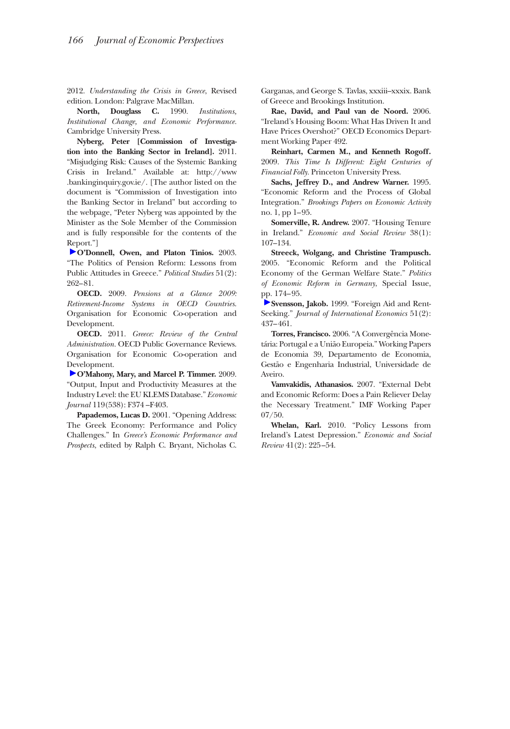2012. *Understanding the Crisis in Greece*, Revised edition. London: Palgrave MacMillan.

**North, Douglass C.** 1990. *Institutions, Institutional Change, and Economic Performance.* Cambridge University Press.

**Nyberg, Peter [Commission of Investigation into the Banking Sector in Ireland].** 2011. "Misjudging Risk: Causes of the Systemic Banking Crisis in Ireland." Available at: http://www.bankinginquiry.gov.ie/. [The author listed on the document is "Commission of Investigation into the Banking Sector in Ireland" but according to the webpage, "Peter Nyberg was appointed by the Minister as the Sole Member of the Commission and is fully responsible for the contents of the Report."]

**O'Donnell, Owen, and Platon Tinios.** 2003. "The Politics of Pension Reform: Lessons from Public Attitudes in Greece." *Political Studies* 51(2): 262–81.

**OECD.** 2009. *Pensions at a Glance 2009: Retirement-Income Systems in OECD Countries.* Organisation for Economic Co-operation and Development.

**OECD.** 2011. *Greece: Review of the Central Administration.* OECD Public Governance Reviews. Organisation for Economic Co-operation and Development.

**O'Mahony, Mary, and Marcel P. Timmer.** 2009. "Output, Input and Productivity Measures at the Industry Level: the EU KLEMS Database." *Economic Journal* 119(538): F374–F403.

**Papademos, Lucas D.** 2001. "Opening Address: The Greek Economy: Performance and Policy Challenges." In *Greece's Economic Performance and Prospects*, edited by Ralph C. Bryant, Nicholas C. Garganas, and George S. Tavlas, xxxiii–xxxix. Bank of Greece and Brookings Institution.

**Rae, David, and Paul van de Noord.** 2006. "Ireland's Housing Boom: What Has Driven It and Have Prices Overshot?" OECD Economics Department Working Paper 492.

**Reinhart, Carmen M., and Kenneth Rogoff.** 2009. *This Time Is Different: Eight Centuries of Financial Folly.* Princeton University Press.

**Sachs, Jeffrey D., and Andrew Warner.** 1995. "Economic Reform and the Process of Global Integration." *Brookings Papers on Economic Activity* no. 1, pp 1–95.

**Somerville, R. Andrew.** 2007. "Housing Tenure in Ireland." *Economic and Social Review* 38(1): 107–134.

**Streeck, Wolgang, and Christine Trampusch.** 2005. "Economic Reform and the Political Economy of the German Welfare State." *Politics of Economic Reform in Germany*, Special Issue, pp. 174–95.

**Svensson, Jakob.** 1999. "Foreign Aid and Rent-Seeking." *Journal of International Economics* 51(2): 437–461.

**Torres, Francisco.** 2006. "A Convergência Monetária: Portugal e a União Europeia." Working Papers de Economia 39, Departamento de Economia, Gestão e Engenharia Industrial, Universidade de Aveiro.

**Vamvakidis, Athanasios.** 2007. "External Debt and Economic Reform: Does a Pain Reliever Delay the Necessary Treatment." IMF Working Paper 07/50.

**Whelan, Karl.** 2010. "Policy Lessons from Ireland's Latest Depression." *Economic and Social Review* 41(2): 225–54.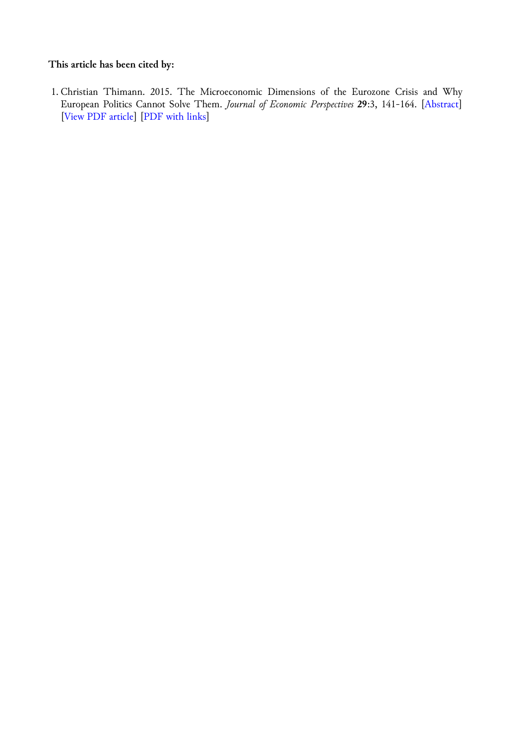**This article has been cited by:**

1. Christian Thimann. 2015. The Microeconomic Dimensions of the Eurozone Crisis and Why European Politics Cannot Solve Them. *Journal of Economic Perspectives* **29**:3, 141-164. [Abstract] [View PDF article] [PDF with links]